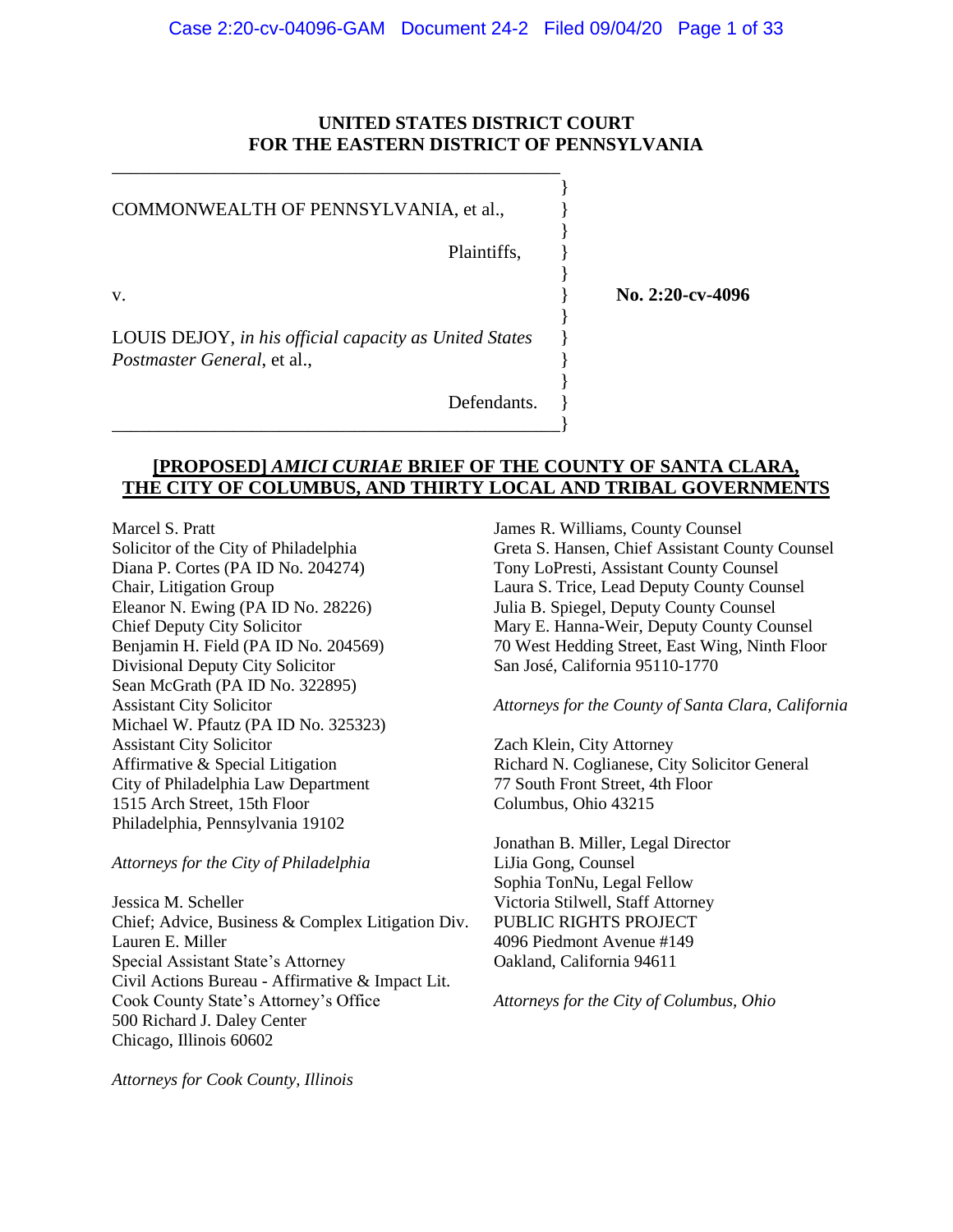**UNITED STATES DISTRICT COURT**
**FOR THE EASTERN DISTRICT OF PENNSYLVANIA**

COMMONWEALTH OF PENNSYLVANIA, et al.,

Plaintiffs,

v.

LOUIS DEJOY, *in his official capacity as United States Postmaster General*, et al.,

Defendants.

**No. 2:20-cv-4096**

**[PROPOSED] *AMICI CURIAE* BRIEF OF THE COUNTY OF SANTA CLARA, THE CITY OF COLUMBUS, AND THIRTY LOCAL AND TRIBAL GOVERNMENTS**

Marcel S. Pratt
Solicitor of the City of Philadelphia
Diana P. Cortes (PA ID No. 204274)
Chair, Litigation Group
Eleanor N. Ewing (PA ID No. 28226)
Chief Deputy City Solicitor
Benjamin H. Field (PA ID No. 204569)
Divisional Deputy City Solicitor
Sean McGrath (PA ID No. 322895)
Assistant City Solicitor
Michael W. Pfautz (PA ID No. 325323)
Assistant City Solicitor
Affirmative & Special Litigation
City of Philadelphia Law Department
1515 Arch Street, 15th Floor
Philadelphia, Pennsylvania 19102

*Attorneys for the City of Philadelphia*

Jessica M. Scheller
Chief; Advice, Business & Complex Litigation Div.
Lauren E. Miller
Special Assistant State's Attorney
Civil Actions Bureau - Affirmative & Impact Lit.
Cook County State's Attorney's Office
500 Richard J. Daley Center
Chicago, Illinois 60602

*Attorneys for Cook County, Illinois*

James R. Williams, County Counsel
Greta S. Hansen, Chief Assistant County Counsel
Tony LoPresti, Assistant County Counsel
Laura S. Trice, Lead Deputy County Counsel
Julia B. Spiegel, Deputy County Counsel
Mary E. Hanna-Weir, Deputy County Counsel
70 West Hedding Street, East Wing, Ninth Floor
San José, California 95110-1770

*Attorneys for the County of Santa Clara, California*

Zach Klein, City Attorney
Richard N. Coglianese, City Solicitor General
77 South Front Street, 4th Floor
Columbus, Ohio 43215

Jonathan B. Miller, Legal Director
LiJia Gong, Counsel
Sophia TonNu, Legal Fellow
Victoria Stilwell, Staff Attorney
PUBLIC RIGHTS PROJECT
4096 Piedmont Avenue #149
Oakland, California 94611

*Attorneys for the City of Columbus, Ohio*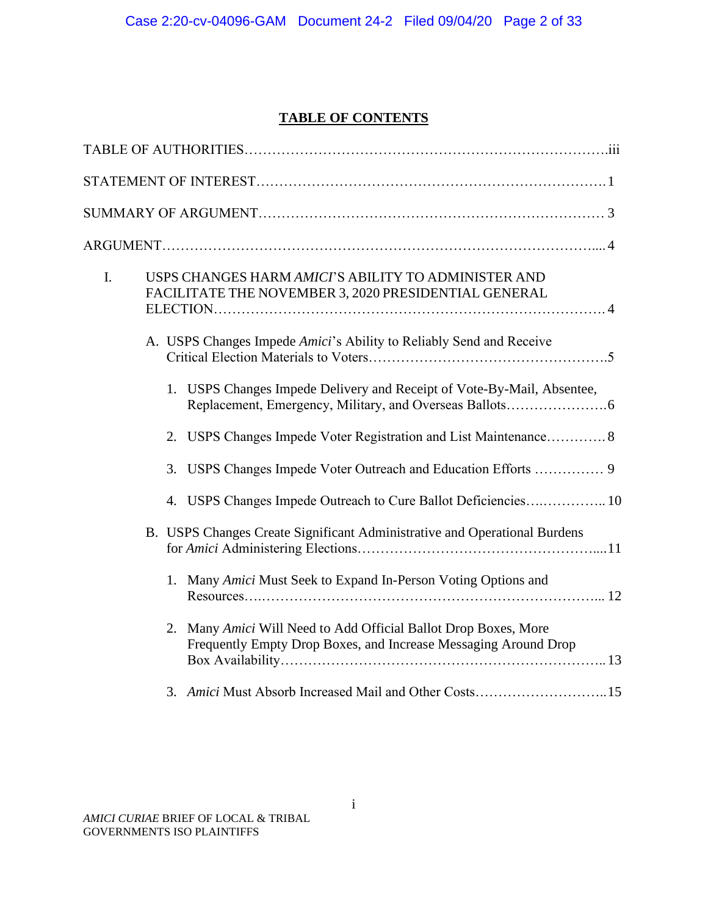## TABLE OF CONTENTS

TABLE OF AUTHORITIES……………………………………………………………………….iii

STATEMENT OF INTEREST……………………………………………………………………1

SUMMARY OF ARGUMENT…………………………………………………………………… 3

ARGUMENT……………………………………………………………………………….... 4

I. USPS CHANGES HARM *AMICI*'S ABILITY TO ADMINISTER AND FACILITATE THE NOVEMBER 3, 2020 PRESIDENTIAL GENERAL ELECTION……………………………………………………………………… 4

   A. USPS Changes Impede *Amici*'s Ability to Reliably Send and Receive Critical Election Materials to Voters…………………………………………….5

      1. USPS Changes Impede Delivery and Receipt of Vote-By-Mail, Absentee, Replacement, Emergency, Military, and Overseas Ballots………………….6

      2. USPS Changes Impede Voter Registration and List Maintenance…………. 8

      3. USPS Changes Impede Voter Outreach and Education Efforts …………… 9

      4. USPS Changes Impede Outreach to Cure Ballot Deficiencies….………….. 10

   B. USPS Changes Create Significant Administrative and Operational Burdens for *Amici* Administering Elections……………………………………………....11

      1. Many *Amici* Must Seek to Expand In-Person Voting Options and Resources….………………………………………………………………... 12

      2. Many *Amici* Will Need to Add Official Ballot Drop Boxes, More Frequently Empty Drop Boxes, and Increase Messaging Around Drop Box Availability……………………………………………………………... 13

      3. *Amici* Must Absorb Increased Mail and Other Costs………………………..15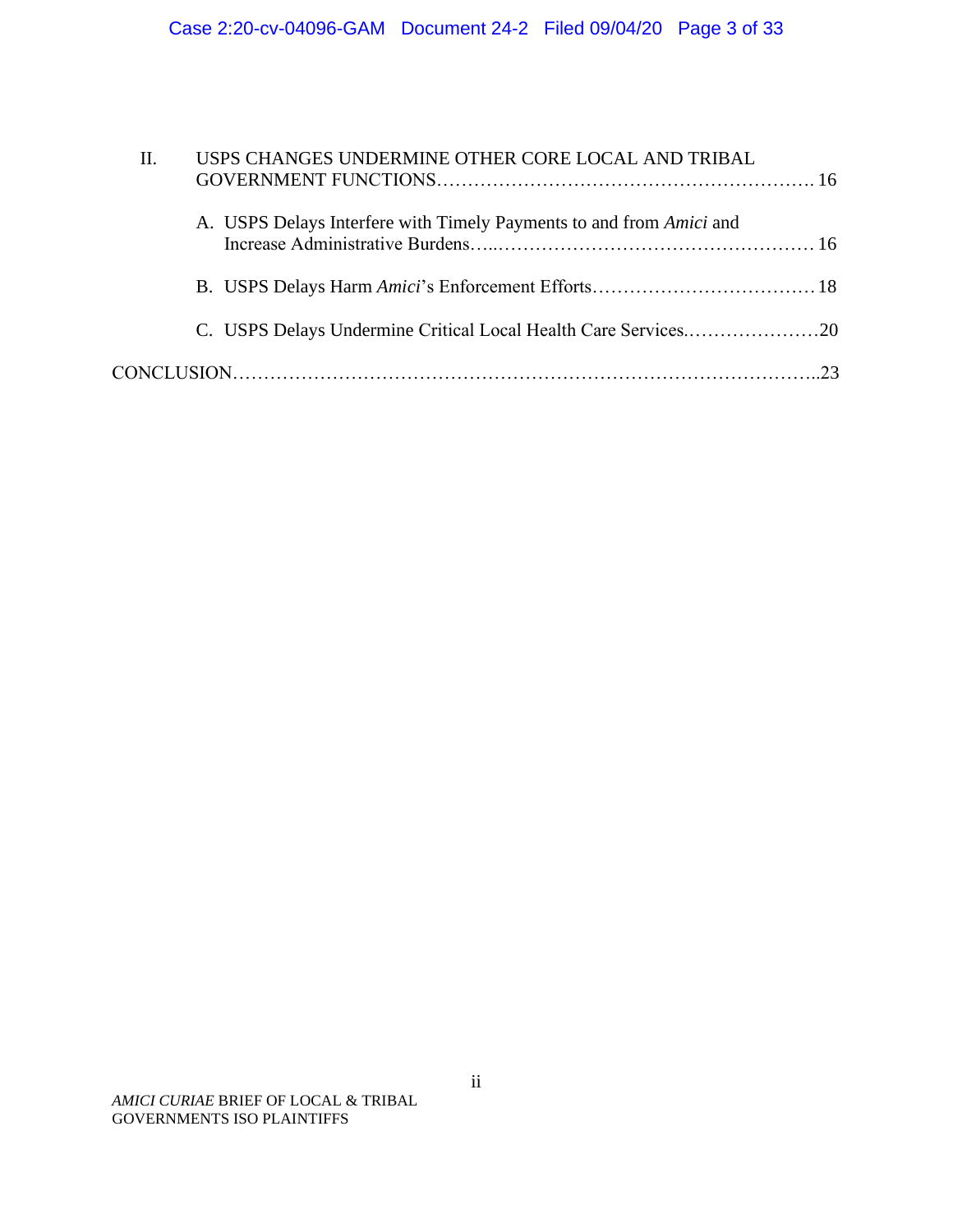II. USPS CHANGES UNDERMINE OTHER CORE LOCAL AND TRIBAL GOVERNMENT FUNCTIONS ........ 16

- A. USPS Delays Interfere with Timely Payments to and from *Amici* and Increase Administrative Burdens ........ 16
- B. USPS Delays Harm *Amici*'s Enforcement Efforts ........ 18
- C. USPS Delays Undermine Critical Local Health Care Services ........ 20

CONCLUSION ........ 23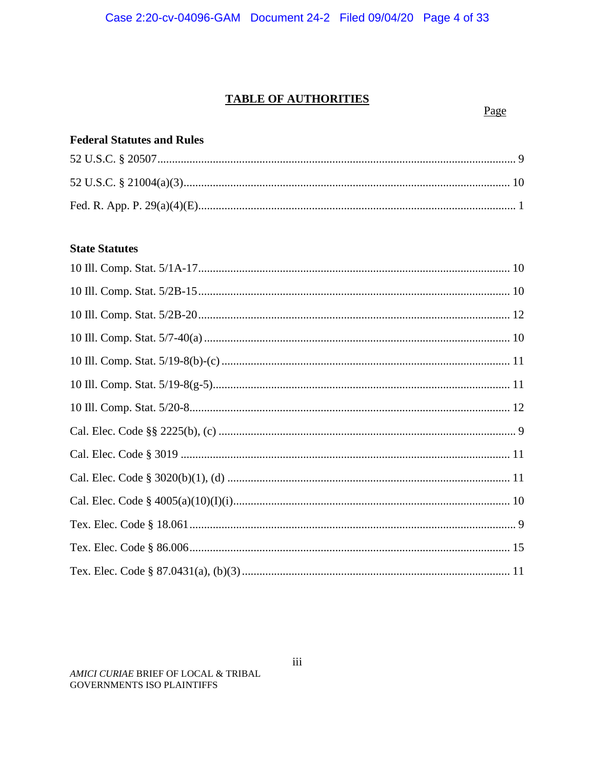## TABLE OF AUTHORITIES

| | Page |
|---|---|
| **Federal Statutes and Rules** | |
| 52 U.S.C. § 20507 | 9 |
| 52 U.S.C. § 21004(a)(3) | 10 |
| Fed. R. App. P. 29(a)(4)(E) | 1 |
| **State Statutes** | |
| 10 Ill. Comp. Stat. 5/1A-17 | 10 |
| 10 Ill. Comp. Stat. 5/2B-15 | 10 |
| 10 Ill. Comp. Stat. 5/2B-20 | 12 |
| 10 Ill. Comp. Stat. 5/7-40(a) | 10 |
| 10 Ill. Comp. Stat. 5/19-8(b)-(c) | 11 |
| 10 Ill. Comp. Stat. 5/19-8(g-5) | 11 |
| 10 Ill. Comp. Stat. 5/20-8 | 12 |
| Cal. Elec. Code §§ 2225(b), (c) | 9 |
| Cal. Elec. Code § 3019 | 11 |
| Cal. Elec. Code § 3020(b)(1), (d) | 11 |
| Cal. Elec. Code § 4005(a)(10)(I)(i) | 10 |
| Tex. Elec. Code § 18.061 | 9 |
| Tex. Elec. Code § 86.006 | 15 |
| Tex. Elec. Code § 87.0431(a), (b)(3) | 11 |

*AMICI CURIAE* BRIEF OF LOCAL & TRIBAL GOVERNMENTS ISO PLAINTIFFS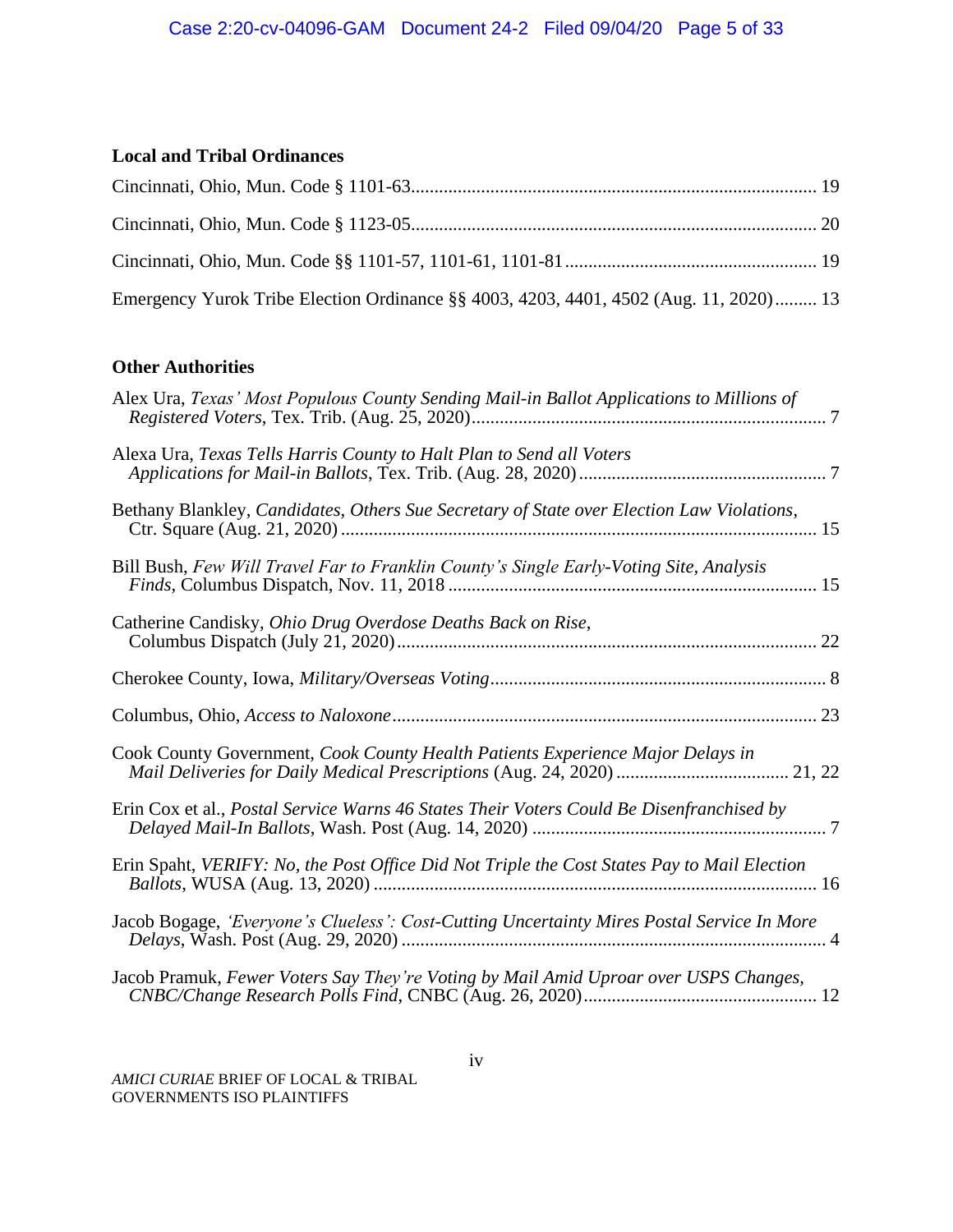### Local and Tribal Ordinances

Cincinnati, Ohio, Mun. Code § 1101-63 ..................................................................................... 19

Cincinnati, Ohio, Mun. Code § 1123-05 ..................................................................................... 20

Cincinnati, Ohio, Mun. Code §§ 1101-57, 1101-61, 1101-81 ..................................................... 19

Emergency Yurok Tribe Election Ordinance §§ 4003, 4203, 4401, 4502 (Aug. 11, 2020) ......... 13

### Other Authorities

Alex Ura, *Texas' Most Populous County Sending Mail-in Ballot Applications to Millions of Registered Voters*, Tex. Trib. (Aug. 25, 2020) ........................................................................... 7

Alexa Ura, *Texas Tells Harris County to Halt Plan to Send all Voters Applications for Mail-in Ballots*, Tex. Trib. (Aug. 28, 2020) .................................................... 7

Bethany Blankley, *Candidates, Others Sue Secretary of State over Election Law Violations*, Ctr. Square (Aug. 21, 2020) ...................................................................................................... 15

Bill Bush, *Few Will Travel Far to Franklin County's Single Early-Voting Site, Analysis Finds*, Columbus Dispatch, Nov. 11, 2018 ............................................................................... 15

Catherine Candisky, *Ohio Drug Overdose Deaths Back on Rise*, Columbus Dispatch (July 21, 2020) ......................................................................................... 22

Cherokee County, Iowa, *Military/Overseas Voting* ...................................................................... 8

Columbus, Ohio, *Access to Naloxone* .......................................................................................... 23

Cook County Government, *Cook County Health Patients Experience Major Delays in Mail Deliveries for Daily Medical Prescriptions* (Aug. 24, 2020) ..................................... 21, 22

Erin Cox et al., *Postal Service Warns 46 States Their Voters Could Be Disenfranchised by Delayed Mail-In Ballots*, Wash. Post (Aug. 14, 2020) ............................................................... 7

Erin Spaht, *VERIFY: No, the Post Office Did Not Triple the Cost States Pay to Mail Election Ballots*, WUSA (Aug. 13, 2020) .............................................................................................. 16

Jacob Bogage, *'Everyone's Clueless': Cost-Cutting Uncertainty Mires Postal Service In More Delays*, Wash. Post (Aug. 29, 2020) ........................................................................................... 4

Jacob Pramuk, *Fewer Voters Say They're Voting by Mail Amid Uproar over USPS Changes, CNBC/Change Research Polls Find*, CNBC (Aug. 26, 2020) ................................................. 12

*AMICI CURIAE* BRIEF OF LOCAL & TRIBAL GOVERNMENTS ISO PLAINTIFFS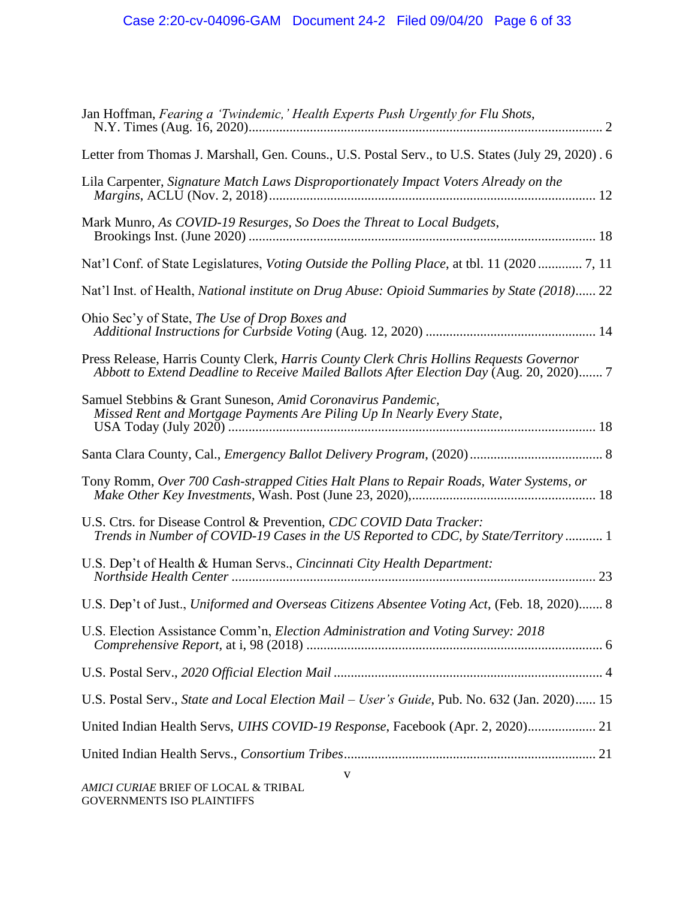Jan Hoffman, *Fearing a 'Twindemic,' Health Experts Push Urgently for Flu Shots*, N.Y. Times (Aug. 16, 2020)........................................................................................................ 2

Letter from Thomas J. Marshall, Gen. Couns., U.S. Postal Serv., to U.S. States (July 29, 2020) . 6

Lila Carpenter, *Signature Match Laws Disproportionately Impact Voters Already on the Margins*, ACLU (Nov. 2, 2018)................................................................................................ 12

Mark Munro, *As COVID-19 Resurges, So Does the Threat to Local Budgets*, Brookings Inst. (June 2020) ...................................................................................................... 18

Nat'l Conf. of State Legislatures, *Voting Outside the Polling Place*, at tbl. 11 (2020 ............. 7, 11

Nat'l Inst. of Health, *National institute on Drug Abuse: Opioid Summaries by State (2018)*...... 22

Ohio Sec'y of State, *The Use of Drop Boxes and Additional Instructions for Curbside Voting* (Aug. 12, 2020) ................................................. 14

Press Release, Harris County Clerk, *Harris County Clerk Chris Hollins Requests Governor Abbott to Extend Deadline to Receive Mailed Ballots After Election Day* (Aug. 20, 2020)....... 7

Samuel Stebbins & Grant Suneson, *Amid Coronavirus Pandemic, Missed Rent and Mortgage Payments Are Piling Up In Nearly Every State*, USA Today (July 2020) ........................................................................................................... 18

Santa Clara County, Cal., *Emergency Ballot Delivery Program*, (2020)....................................... 8

Tony Romm, *Over 700 Cash-strapped Cities Halt Plans to Repair Roads, Water Systems, or Make Other Key Investments*, Wash. Post (June 23, 2020),...................................................... 18

U.S. Ctrs. for Disease Control & Prevention, *CDC COVID Data Tracker: Trends in Number of COVID-19 Cases in the US Reported to CDC, by State/Territory* ........... 1

U.S. Dep't of Health & Human Servs., *Cincinnati City Health Department: Northside Health Center* ......................................................................................................... 23

U.S. Dep't of Just., *Uniformed and Overseas Citizens Absentee Voting Act*, (Feb. 18, 2020)....... 8

U.S. Election Assistance Comm'n, *Election Administration and Voting Survey: 2018 Comprehensive Report*, at i, 98 (2018) ...................................................................................... 6

U.S. Postal Serv., *2020 Official Election Mail* ............................................................................... 4

U.S. Postal Serv., *State and Local Election Mail – User's Guide*, Pub. No. 632 (Jan. 2020)...... 15

United Indian Health Servs, *UIHS COVID-19 Response*, Facebook (Apr. 2, 2020).................... 21

United Indian Health Servs., *Consortium Tribes*.......................................................................... 21

*AMICI CURIAE* BRIEF OF LOCAL & TRIBAL GOVERNMENTS ISO PLAINTIFFS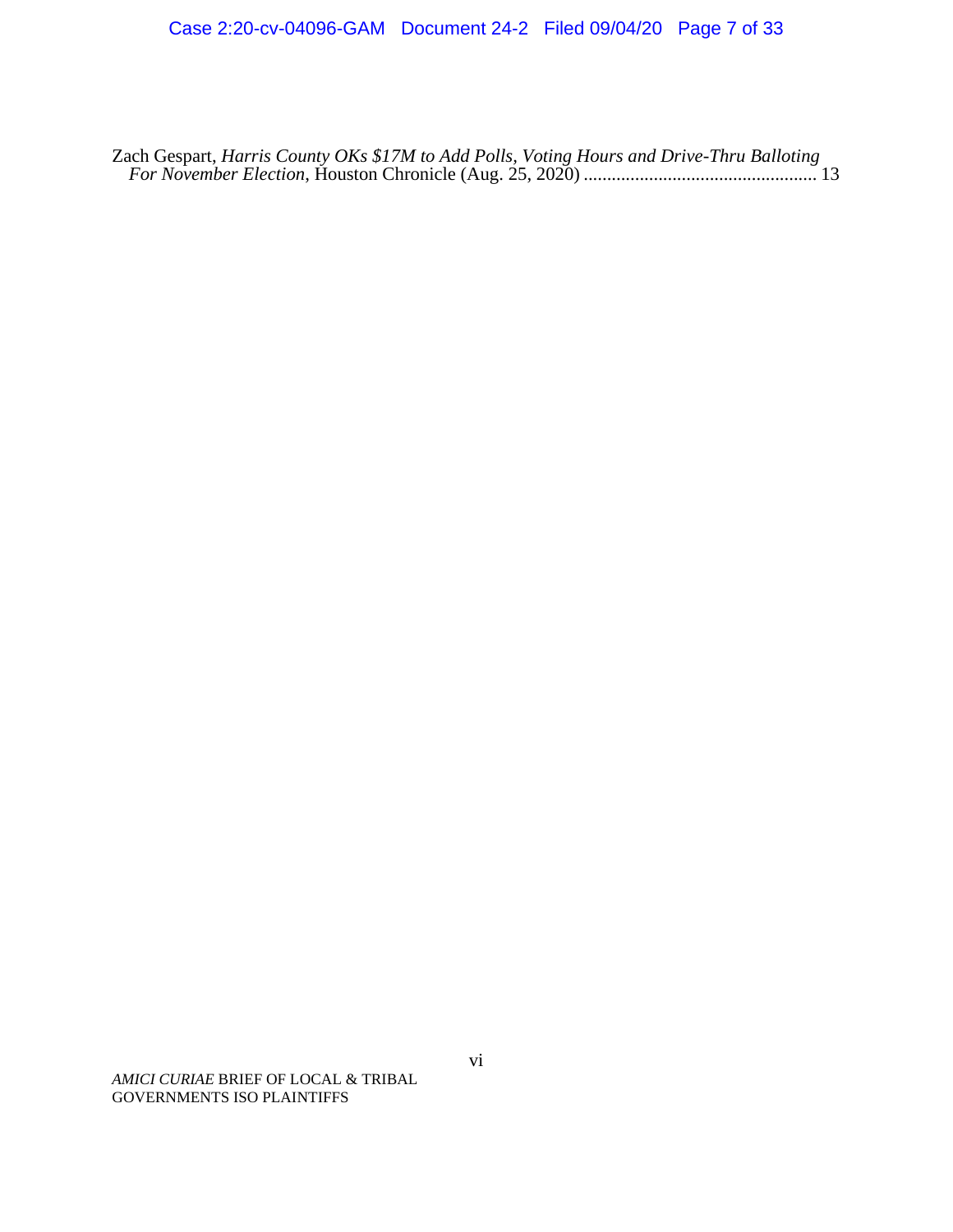Zach Gespart, *Harris County OKs $17M to Add Polls, Voting Hours and Drive-Thru Balloting For November Election*, Houston Chronicle (Aug. 25, 2020) ................................................. 13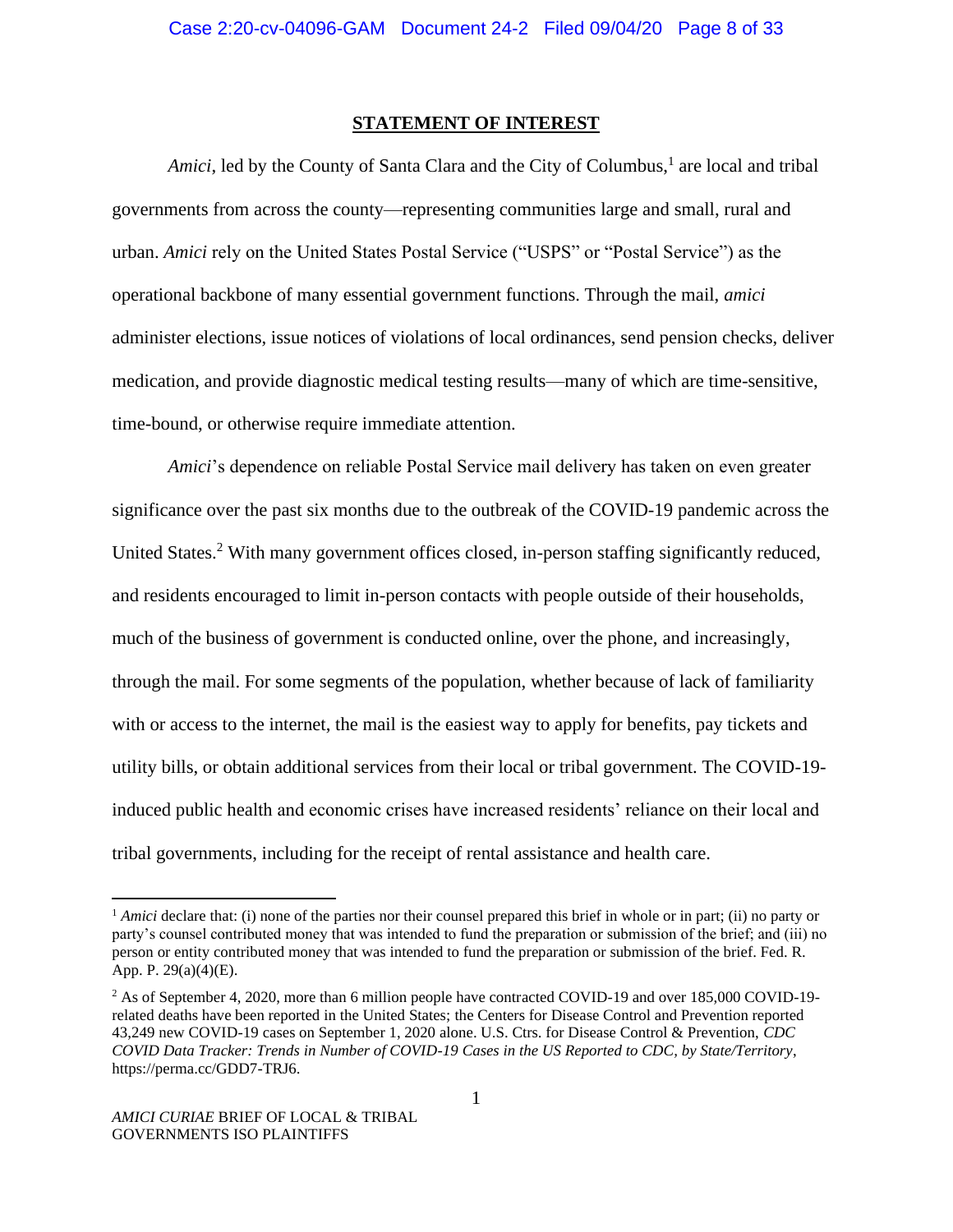## STATEMENT OF INTEREST

*Amici*, led by the County of Santa Clara and the City of Columbus,[1] are local and tribal governments from across the county—representing communities large and small, rural and urban. *Amici* rely on the United States Postal Service ("USPS" or "Postal Service") as the operational backbone of many essential government functions. Through the mail, *amici* administer elections, issue notices of violations of local ordinances, send pension checks, deliver medication, and provide diagnostic medical testing results—many of which are time-sensitive, time-bound, or otherwise require immediate attention.

*Amici*'s dependence on reliable Postal Service mail delivery has taken on even greater significance over the past six months due to the outbreak of the COVID-19 pandemic across the United States.[2] With many government offices closed, in-person staffing significantly reduced, and residents encouraged to limit in-person contacts with people outside of their households, much of the business of government is conducted online, over the phone, and increasingly, through the mail. For some segments of the population, whether because of lack of familiarity with or access to the internet, the mail is the easiest way to apply for benefits, pay tickets and utility bills, or obtain additional services from their local or tribal government. The COVID-19-induced public health and economic crises have increased residents' reliance on their local and tribal governments, including for the receipt of rental assistance and health care.

---

[1] *Amici* declare that: (i) none of the parties nor their counsel prepared this brief in whole or in part; (ii) no party or party's counsel contributed money that was intended to fund the preparation or submission of the brief; and (iii) no person or entity contributed money that was intended to fund the preparation or submission of the brief. Fed. R. App. P. 29(a)(4)(E).

[2] As of September 4, 2020, more than 6 million people have contracted COVID-19 and over 185,000 COVID-19-related deaths have been reported in the United States; the Centers for Disease Control and Prevention reported 43,249 new COVID-19 cases on September 1, 2020 alone. U.S. Ctrs. for Disease Control & Prevention, *CDC COVID Data Tracker: Trends in Number of COVID-19 Cases in the US Reported to CDC, by State/Territory*, https://perma.cc/GDD7-TRJ6.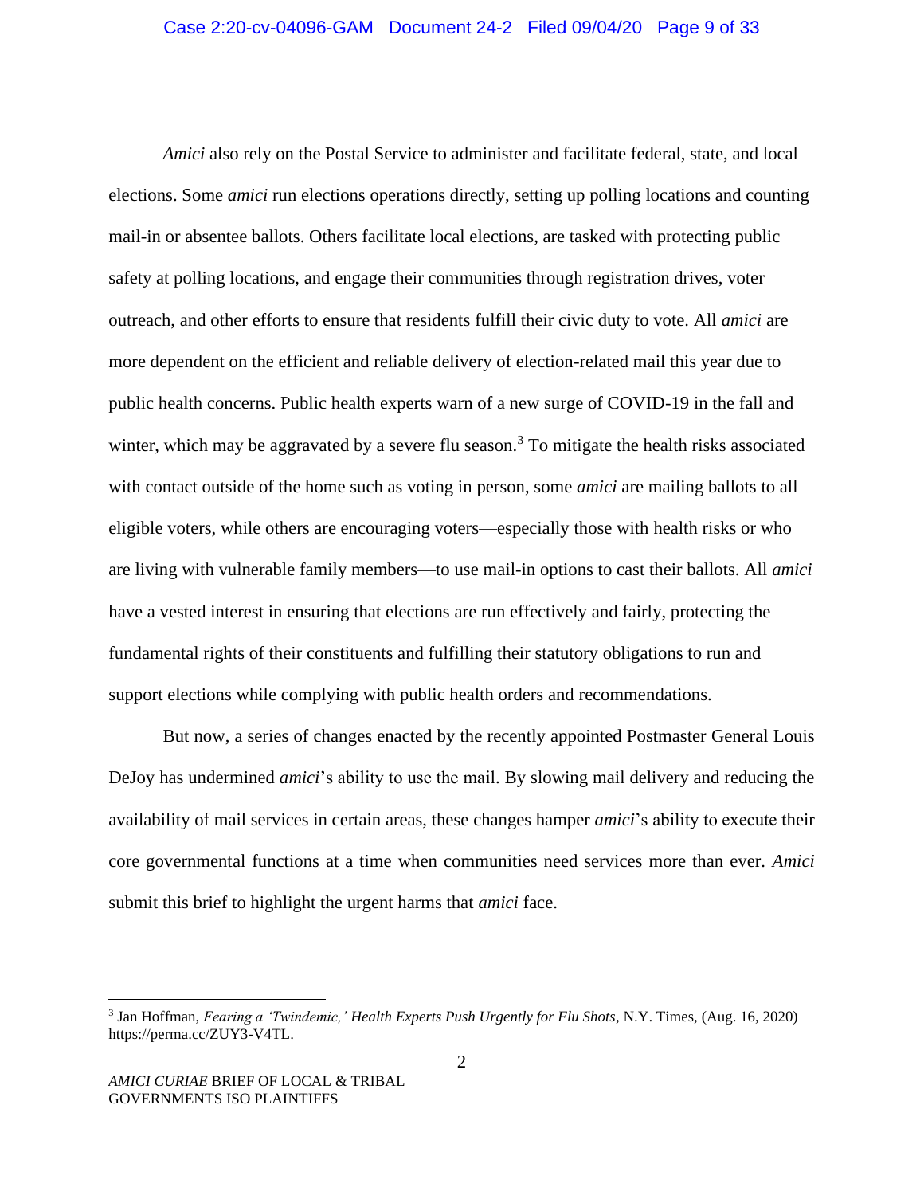*Amici* also rely on the Postal Service to administer and facilitate federal, state, and local elections. Some *amici* run elections operations directly, setting up polling locations and counting mail-in or absentee ballots. Others facilitate local elections, are tasked with protecting public safety at polling locations, and engage their communities through registration drives, voter outreach, and other efforts to ensure that residents fulfill their civic duty to vote. All *amici* are more dependent on the efficient and reliable delivery of election-related mail this year due to public health concerns. Public health experts warn of a new surge of COVID-19 in the fall and winter, which may be aggravated by a severe flu season.[3] To mitigate the health risks associated with contact outside of the home such as voting in person, some *amici* are mailing ballots to all eligible voters, while others are encouraging voters—especially those with health risks or who are living with vulnerable family members—to use mail-in options to cast their ballots. All *amici* have a vested interest in ensuring that elections are run effectively and fairly, protecting the fundamental rights of their constituents and fulfilling their statutory obligations to run and support elections while complying with public health orders and recommendations.

But now, a series of changes enacted by the recently appointed Postmaster General Louis DeJoy has undermined *amici*'s ability to use the mail. By slowing mail delivery and reducing the availability of mail services in certain areas, these changes hamper *amici*'s ability to execute their core governmental functions at a time when communities need services more than ever. *Amici* submit this brief to highlight the urgent harms that *amici* face.

---

[3] Jan Hoffman, *Fearing a 'Twindemic,' Health Experts Push Urgently for Flu Shots*, N.Y. Times, (Aug. 16, 2020) https://perma.cc/ZUY3-V4TL.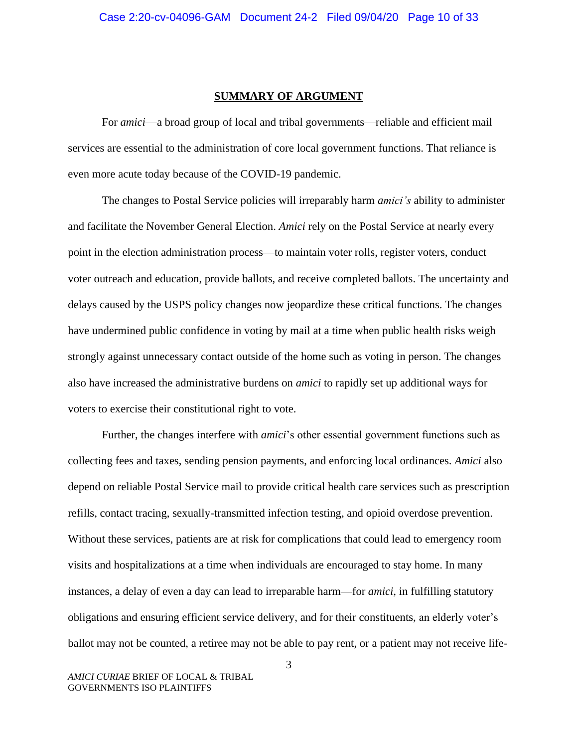## SUMMARY OF ARGUMENT

For *amici*—a broad group of local and tribal governments—reliable and efficient mail services are essential to the administration of core local government functions. That reliance is even more acute today because of the COVID-19 pandemic.

The changes to Postal Service policies will irreparably harm *amici's* ability to administer and facilitate the November General Election. *Amici* rely on the Postal Service at nearly every point in the election administration process—to maintain voter rolls, register voters, conduct voter outreach and education, provide ballots, and receive completed ballots. The uncertainty and delays caused by the USPS policy changes now jeopardize these critical functions. The changes have undermined public confidence in voting by mail at a time when public health risks weigh strongly against unnecessary contact outside of the home such as voting in person. The changes also have increased the administrative burdens on *amici* to rapidly set up additional ways for voters to exercise their constitutional right to vote.

Further, the changes interfere with *amici*'s other essential government functions such as collecting fees and taxes, sending pension payments, and enforcing local ordinances. *Amici* also depend on reliable Postal Service mail to provide critical health care services such as prescription refills, contact tracing, sexually-transmitted infection testing, and opioid overdose prevention. Without these services, patients are at risk for complications that could lead to emergency room visits and hospitalizations at a time when individuals are encouraged to stay home. In many instances, a delay of even a day can lead to irreparable harm—for *amici*, in fulfilling statutory obligations and ensuring efficient service delivery, and for their constituents, an elderly voter's ballot may not be counted, a retiree may not be able to pay rent, or a patient may not receive life-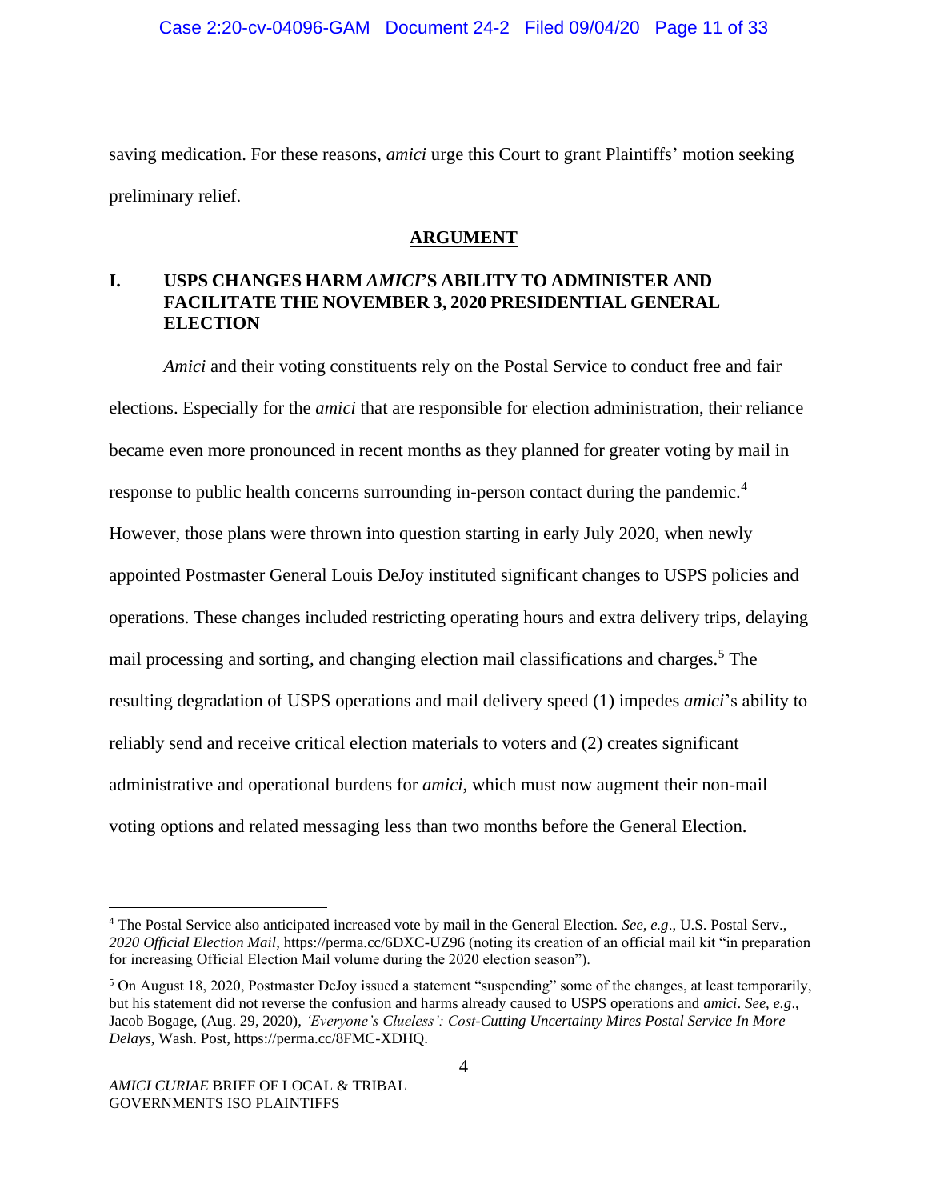saving medication. For these reasons, *amici* urge this Court to grant Plaintiffs' motion seeking preliminary relief.

## ARGUMENT

### I. USPS CHANGES HARM *AMICI*'S ABILITY TO ADMINISTER AND FACILITATE THE NOVEMBER 3, 2020 PRESIDENTIAL GENERAL ELECTION

*Amici* and their voting constituents rely on the Postal Service to conduct free and fair elections. Especially for the *amici* that are responsible for election administration, their reliance became even more pronounced in recent months as they planned for greater voting by mail in response to public health concerns surrounding in-person contact during the pandemic.[4] However, those plans were thrown into question starting in early July 2020, when newly appointed Postmaster General Louis DeJoy instituted significant changes to USPS policies and operations. These changes included restricting operating hours and extra delivery trips, delaying mail processing and sorting, and changing election mail classifications and charges.[5] The resulting degradation of USPS operations and mail delivery speed (1) impedes *amici*'s ability to reliably send and receive critical election materials to voters and (2) creates significant administrative and operational burdens for *amici*, which must now augment their non-mail voting options and related messaging less than two months before the General Election.

---

[4] The Postal Service also anticipated increased vote by mail in the General Election. *See, e.g*., U.S. Postal Serv., *2020 Official Election Mail*, https://perma.cc/6DXC-UZ96 (noting its creation of an official mail kit "in preparation for increasing Official Election Mail volume during the 2020 election season").

[5] On August 18, 2020, Postmaster DeJoy issued a statement "suspending" some of the changes, at least temporarily, but his statement did not reverse the confusion and harms already caused to USPS operations and *amici*. *See, e.g*., Jacob Bogage, (Aug. 29, 2020), *'Everyone's Clueless': Cost-Cutting Uncertainty Mires Postal Service In More Delays*, Wash. Post, https://perma.cc/8FMC-XDHQ.

*AMICI CURIAE* BRIEF OF LOCAL & TRIBAL GOVERNMENTS ISO PLAINTIFFS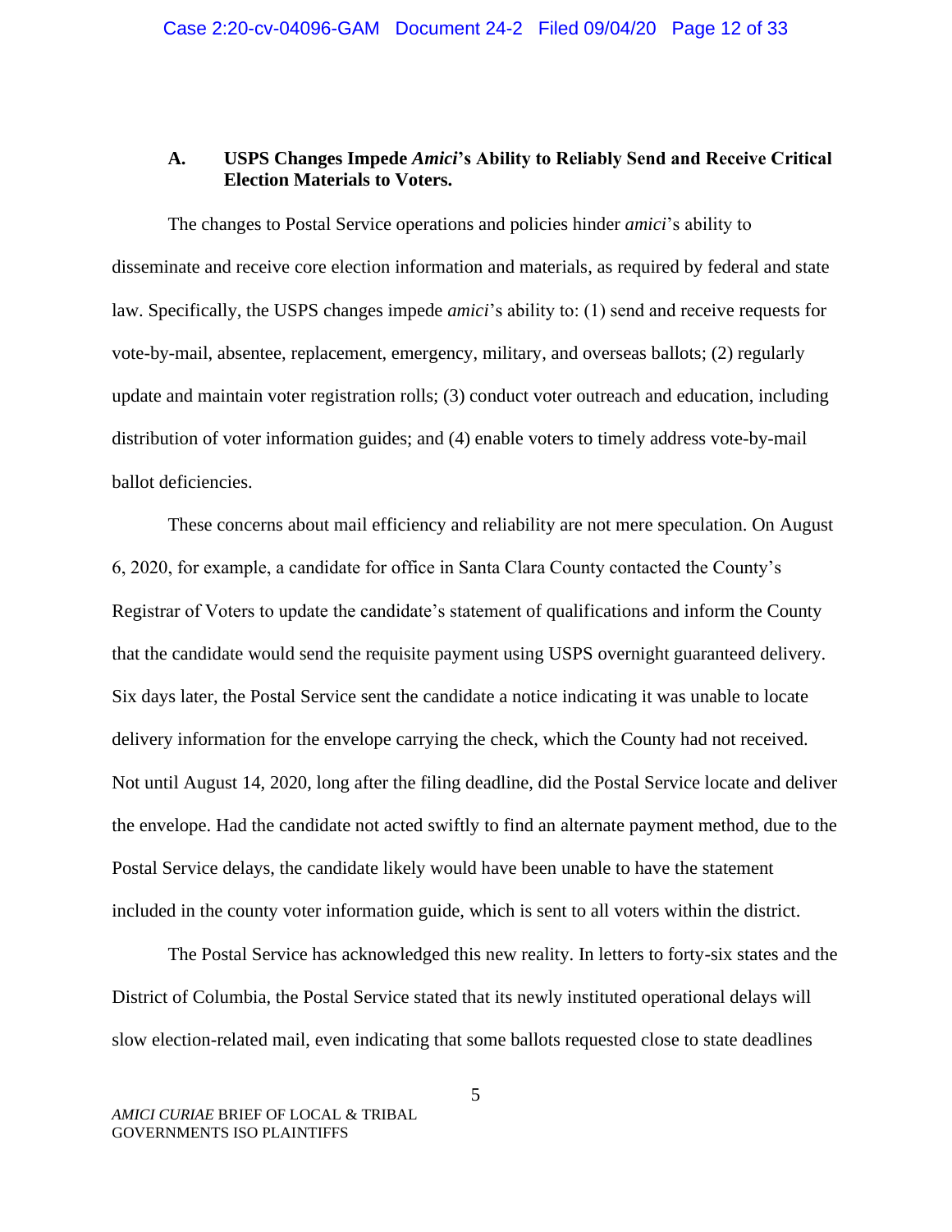### A. USPS Changes Impede *Amici*'s Ability to Reliably Send and Receive Critical Election Materials to Voters.

The changes to Postal Service operations and policies hinder *amici*'s ability to disseminate and receive core election information and materials, as required by federal and state law. Specifically, the USPS changes impede *amici*'s ability to: (1) send and receive requests for vote-by-mail, absentee, replacement, emergency, military, and overseas ballots; (2) regularly update and maintain voter registration rolls; (3) conduct voter outreach and education, including distribution of voter information guides; and (4) enable voters to timely address vote-by-mail ballot deficiencies.

These concerns about mail efficiency and reliability are not mere speculation. On August 6, 2020, for example, a candidate for office in Santa Clara County contacted the County's Registrar of Voters to update the candidate's statement of qualifications and inform the County that the candidate would send the requisite payment using USPS overnight guaranteed delivery. Six days later, the Postal Service sent the candidate a notice indicating it was unable to locate delivery information for the envelope carrying the check, which the County had not received. Not until August 14, 2020, long after the filing deadline, did the Postal Service locate and deliver the envelope. Had the candidate not acted swiftly to find an alternate payment method, due to the Postal Service delays, the candidate likely would have been unable to have the statement included in the county voter information guide, which is sent to all voters within the district.

The Postal Service has acknowledged this new reality. In letters to forty-six states and the District of Columbia, the Postal Service stated that its newly instituted operational delays will slow election-related mail, even indicating that some ballots requested close to state deadlines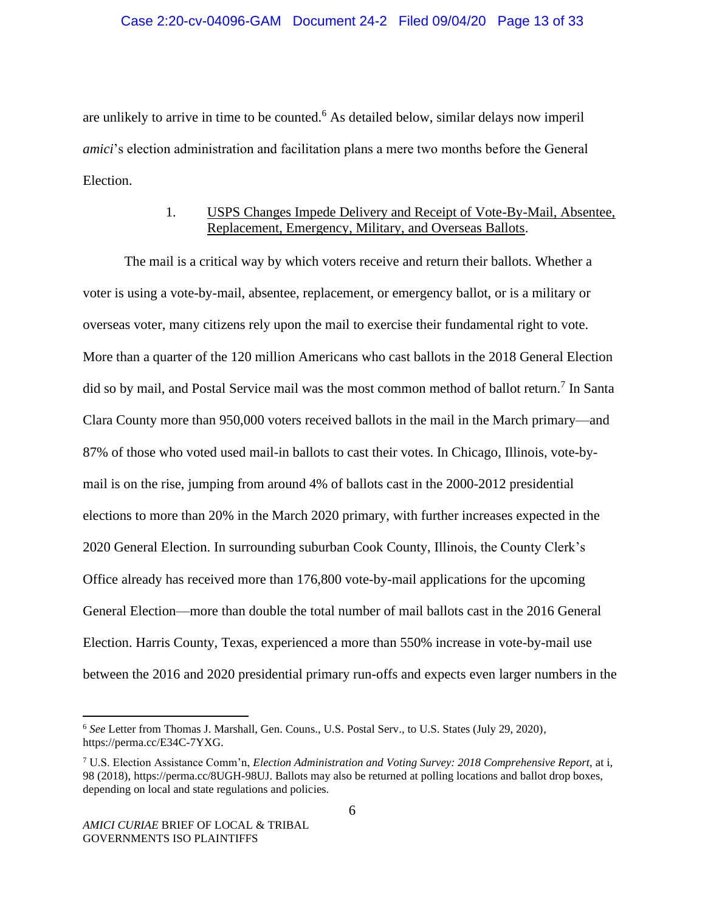are unlikely to arrive in time to be counted.[6] As detailed below, similar delays now imperil *amici*'s election administration and facilitation plans a mere two months before the General Election.

1. USPS Changes Impede Delivery and Receipt of Vote-By-Mail, Absentee, Replacement, Emergency, Military, and Overseas Ballots.

The mail is a critical way by which voters receive and return their ballots. Whether a voter is using a vote-by-mail, absentee, replacement, or emergency ballot, or is a military or overseas voter, many citizens rely upon the mail to exercise their fundamental right to vote. More than a quarter of the 120 million Americans who cast ballots in the 2018 General Election did so by mail, and Postal Service mail was the most common method of ballot return.[7] In Santa Clara County more than 950,000 voters received ballots in the mail in the March primary—and 87% of those who voted used mail-in ballots to cast their votes. In Chicago, Illinois, vote-by-mail is on the rise, jumping from around 4% of ballots cast in the 2000-2012 presidential elections to more than 20% in the March 2020 primary, with further increases expected in the 2020 General Election. In surrounding suburban Cook County, Illinois, the County Clerk's Office already has received more than 176,800 vote-by-mail applications for the upcoming General Election—more than double the total number of mail ballots cast in the 2016 General Election. Harris County, Texas, experienced a more than 550% increase in vote-by-mail use between the 2016 and 2020 presidential primary run-offs and expects even larger numbers in the

---

[6] *See* Letter from Thomas J. Marshall, Gen. Couns., U.S. Postal Serv., to U.S. States (July 29, 2020), https://perma.cc/E34C-7YXG.

[7] U.S. Election Assistance Comm'n, *Election Administration and Voting Survey: 2018 Comprehensive Report,* at i, 98 (2018), https://perma.cc/8UGH-98UJ. Ballots may also be returned at polling locations and ballot drop boxes, depending on local and state regulations and policies.

*AMICI CURIAE* BRIEF OF LOCAL & TRIBAL GOVERNMENTS ISO PLAINTIFFS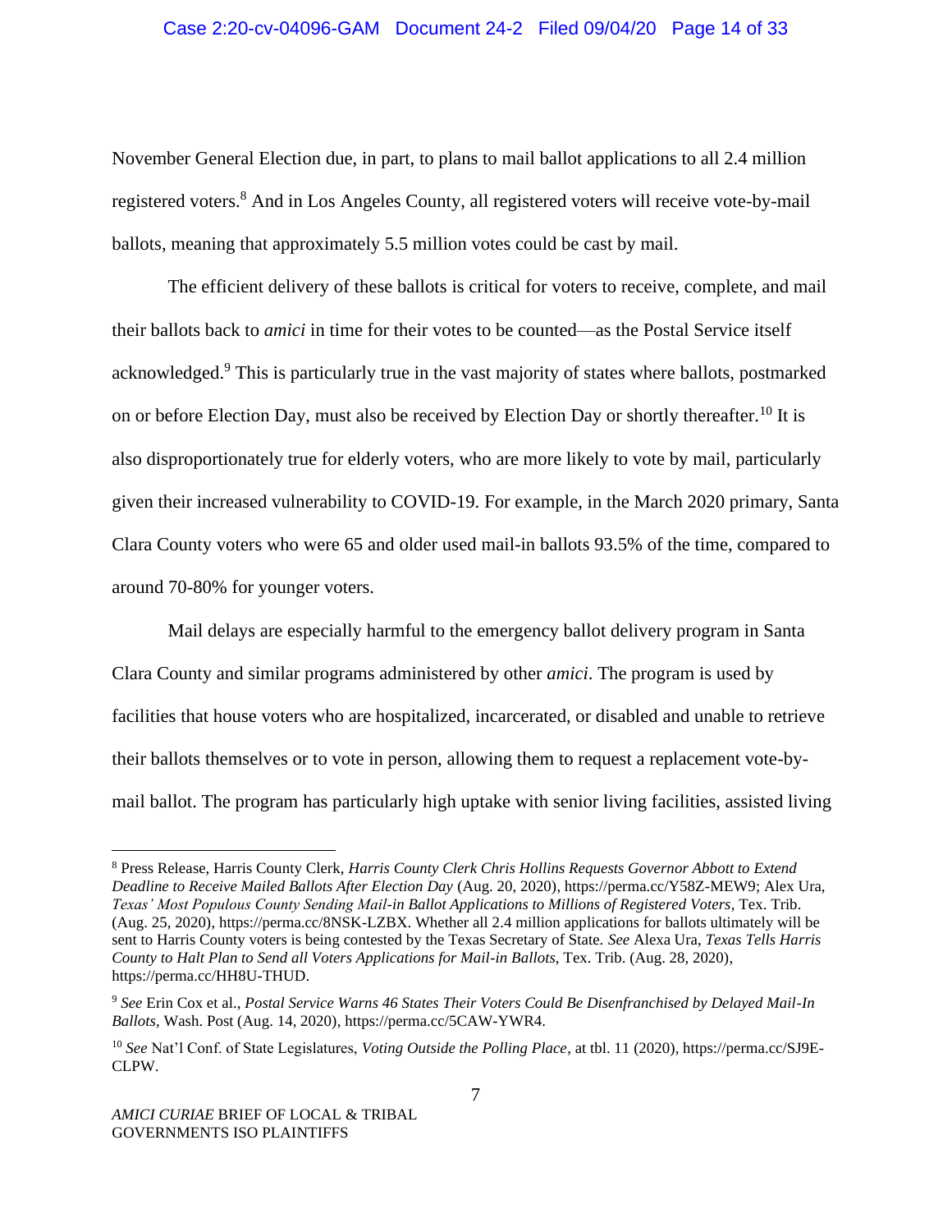November General Election due, in part, to plans to mail ballot applications to all 2.4 million registered voters.[8] And in Los Angeles County, all registered voters will receive vote-by-mail ballots, meaning that approximately 5.5 million votes could be cast by mail.

The efficient delivery of these ballots is critical for voters to receive, complete, and mail their ballots back to *amici* in time for their votes to be counted—as the Postal Service itself acknowledged.[9] This is particularly true in the vast majority of states where ballots, postmarked on or before Election Day, must also be received by Election Day or shortly thereafter.[10] It is also disproportionately true for elderly voters, who are more likely to vote by mail, particularly given their increased vulnerability to COVID-19. For example, in the March 2020 primary, Santa Clara County voters who were 65 and older used mail-in ballots 93.5% of the time, compared to around 70-80% for younger voters.

Mail delays are especially harmful to the emergency ballot delivery program in Santa Clara County and similar programs administered by other *amici*. The program is used by facilities that house voters who are hospitalized, incarcerated, or disabled and unable to retrieve their ballots themselves or to vote in person, allowing them to request a replacement vote-by-mail ballot. The program has particularly high uptake with senior living facilities, assisted living

---

[8] Press Release, Harris County Clerk, *Harris County Clerk Chris Hollins Requests Governor Abbott to Extend Deadline to Receive Mailed Ballots After Election Day* (Aug. 20, 2020), https://perma.cc/Y58Z-MEW9; Alex Ura, *Texas' Most Populous County Sending Mail-in Ballot Applications to Millions of Registered Voters*, Tex. Trib. (Aug. 25, 2020), https://perma.cc/8NSK-LZBX. Whether all 2.4 million applications for ballots ultimately will be sent to Harris County voters is being contested by the Texas Secretary of State. *See* Alexa Ura, *Texas Tells Harris County to Halt Plan to Send all Voters Applications for Mail-in Ballots*, Tex. Trib. (Aug. 28, 2020), https://perma.cc/HH8U-THUD.

[9] *See* Erin Cox et al., *Postal Service Warns 46 States Their Voters Could Be Disenfranchised by Delayed Mail-In Ballots*, Wash. Post (Aug. 14, 2020), https://perma.cc/5CAW-YWR4.

[10] *See* Nat'l Conf. of State Legislatures, *Voting Outside the Polling Place*, at tbl. 11 (2020), https://perma.cc/SJ9E-CLPW.

*AMICI CURIAE* BRIEF OF LOCAL & TRIBAL GOVERNMENTS ISO PLAINTIFFS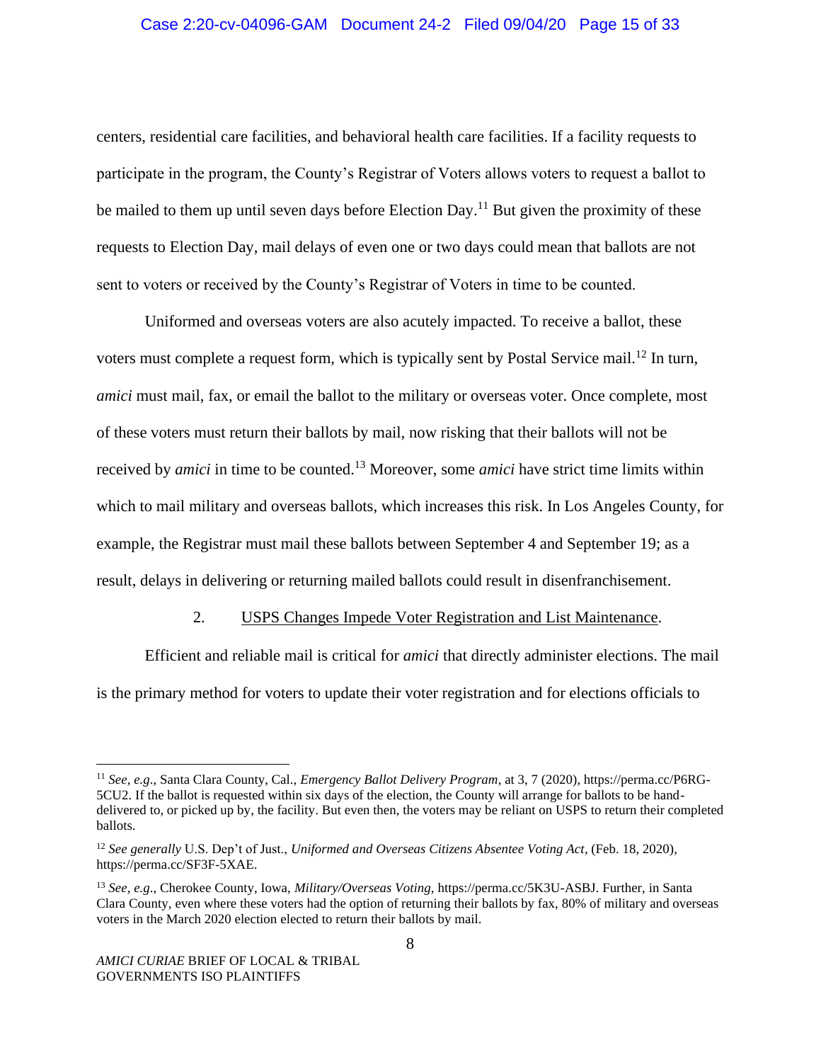centers, residential care facilities, and behavioral health care facilities. If a facility requests to participate in the program, the County's Registrar of Voters allows voters to request a ballot to be mailed to them up until seven days before Election Day.[11] But given the proximity of these requests to Election Day, mail delays of even one or two days could mean that ballots are not sent to voters or received by the County's Registrar of Voters in time to be counted.

Uniformed and overseas voters are also acutely impacted. To receive a ballot, these voters must complete a request form, which is typically sent by Postal Service mail.[12] In turn, *amici* must mail, fax, or email the ballot to the military or overseas voter. Once complete, most of these voters must return their ballots by mail, now risking that their ballots will not be received by *amici* in time to be counted.[13] Moreover, some *amici* have strict time limits within which to mail military and overseas ballots, which increases this risk. In Los Angeles County, for example, the Registrar must mail these ballots between September 4 and September 19; as a result, delays in delivering or returning mailed ballots could result in disenfranchisement.

2. <u>USPS Changes Impede Voter Registration and List Maintenance</u>.

Efficient and reliable mail is critical for *amici* that directly administer elections. The mail is the primary method for voters to update their voter registration and for elections officials to

---

[11] *See, e.g.*, Santa Clara County, Cal., *Emergency Ballot Delivery Program*, at 3, 7 (2020), https://perma.cc/P6RG-5CU2. If the ballot is requested within six days of the election, the County will arrange for ballots to be hand-delivered to, or picked up by, the facility. But even then, the voters may be reliant on USPS to return their completed ballots.

[12] *See generally* U.S. Dep't of Just., *Uniformed and Overseas Citizens Absentee Voting Act*, (Feb. 18, 2020), https://perma.cc/SF3F-5XAE.

[13] *See, e.g.*, Cherokee County, Iowa, *Military/Overseas Voting*, https://perma.cc/5K3U-ASBJ. Further, in Santa Clara County, even where these voters had the option of returning their ballots by fax, 80% of military and overseas voters in the March 2020 election elected to return their ballots by mail.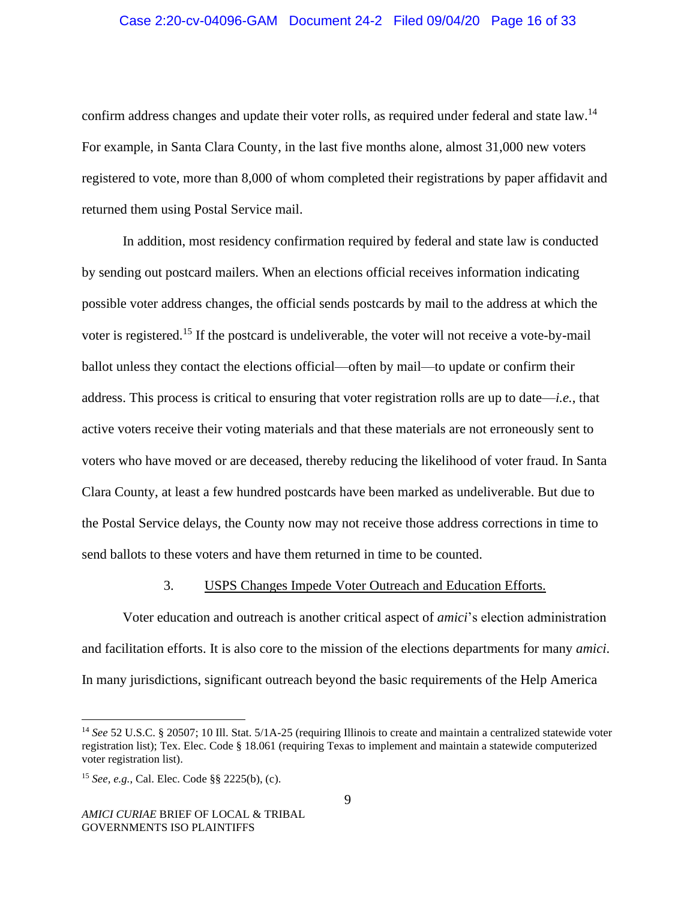confirm address changes and update their voter rolls, as required under federal and state law.[14] For example, in Santa Clara County, in the last five months alone, almost 31,000 new voters registered to vote, more than 8,000 of whom completed their registrations by paper affidavit and returned them using Postal Service mail.

In addition, most residency confirmation required by federal and state law is conducted by sending out postcard mailers. When an elections official receives information indicating possible voter address changes, the official sends postcards by mail to the address at which the voter is registered.[15] If the postcard is undeliverable, the voter will not receive a vote-by-mail ballot unless they contact the elections official—often by mail—to update or confirm their address. This process is critical to ensuring that voter registration rolls are up to date—*i.e.*, that active voters receive their voting materials and that these materials are not erroneously sent to voters who have moved or are deceased, thereby reducing the likelihood of voter fraud. In Santa Clara County, at least a few hundred postcards have been marked as undeliverable. But due to the Postal Service delays, the County now may not receive those address corrections in time to send ballots to these voters and have them returned in time to be counted.

### 3. USPS Changes Impede Voter Outreach and Education Efforts.

Voter education and outreach is another critical aspect of *amici*'s election administration and facilitation efforts. It is also core to the mission of the elections departments for many *amici*. In many jurisdictions, significant outreach beyond the basic requirements of the Help America

---

[14] *See* 52 U.S.C. § 20507; 10 Ill. Stat. 5/1A-25 (requiring Illinois to create and maintain a centralized statewide voter registration list); Tex. Elec. Code § 18.061 (requiring Texas to implement and maintain a statewide computerized voter registration list).

[15] *See, e.g.*, Cal. Elec. Code §§ 2225(b), (c).

*AMICI CURIAE* BRIEF OF LOCAL & TRIBAL GOVERNMENTS ISO PLAINTIFFS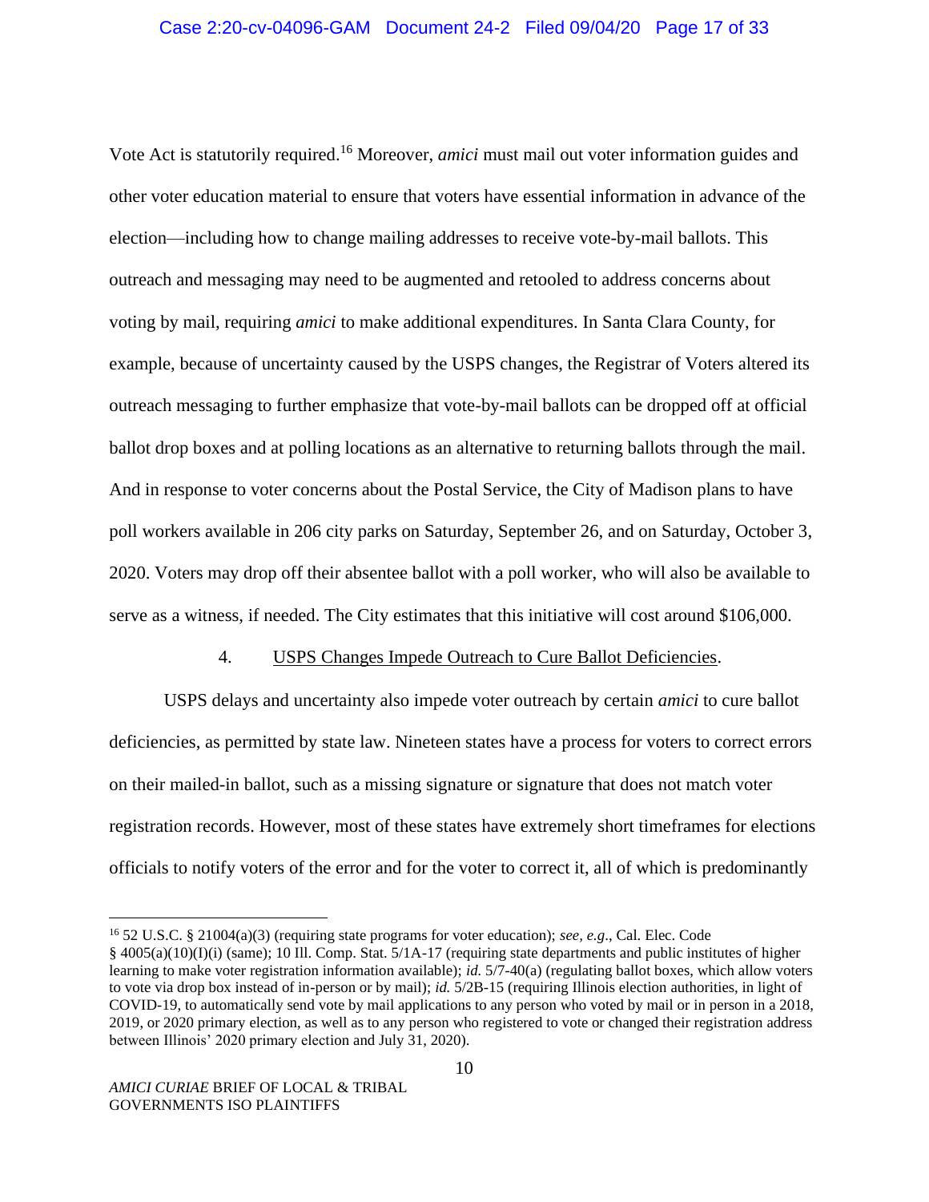Vote Act is statutorily required.[16] Moreover, *amici* must mail out voter information guides and other voter education material to ensure that voters have essential information in advance of the election—including how to change mailing addresses to receive vote-by-mail ballots. This outreach and messaging may need to be augmented and retooled to address concerns about voting by mail, requiring *amici* to make additional expenditures. In Santa Clara County, for example, because of uncertainty caused by the USPS changes, the Registrar of Voters altered its outreach messaging to further emphasize that vote-by-mail ballots can be dropped off at official ballot drop boxes and at polling locations as an alternative to returning ballots through the mail. And in response to voter concerns about the Postal Service, the City of Madison plans to have poll workers available in 206 city parks on Saturday, September 26, and on Saturday, October 3, 2020. Voters may drop off their absentee ballot with a poll worker, who will also be available to serve as a witness, if needed. The City estimates that this initiative will cost around $106,000.

4. <u>USPS Changes Impede Outreach to Cure Ballot Deficiencies</u>.

USPS delays and uncertainty also impede voter outreach by certain *amici* to cure ballot deficiencies, as permitted by state law. Nineteen states have a process for voters to correct errors on their mailed-in ballot, such as a missing signature or signature that does not match voter registration records. However, most of these states have extremely short timeframes for elections officials to notify voters of the error and for the voter to correct it, all of which is predominantly

---

[16] 52 U.S.C. § 21004(a)(3) (requiring state programs for voter education); *see, e.g*., Cal. Elec. Code § 4005(a)(10)(I)(i) (same); 10 Ill. Comp. Stat. 5/1A-17 (requiring state departments and public institutes of higher learning to make voter registration information available); *id.* 5/7-40(a) (regulating ballot boxes, which allow voters to vote via drop box instead of in-person or by mail); *id.* 5/2B-15 (requiring Illinois election authorities, in light of COVID-19, to automatically send vote by mail applications to any person who voted by mail or in person in a 2018, 2019, or 2020 primary election, as well as to any person who registered to vote or changed their registration address between Illinois' 2020 primary election and July 31, 2020).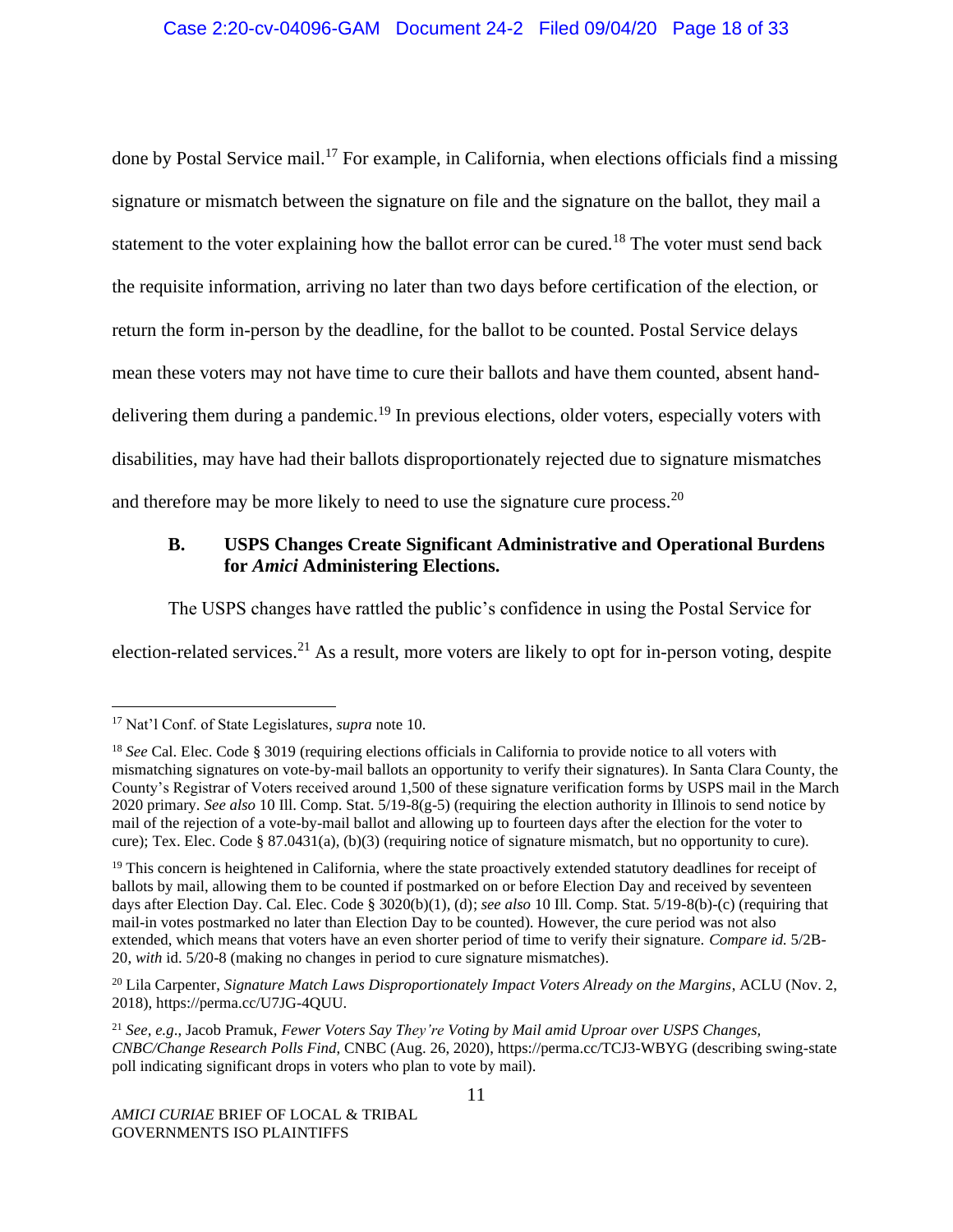done by Postal Service mail.[17] For example, in California, when elections officials find a missing signature or mismatch between the signature on file and the signature on the ballot, they mail a statement to the voter explaining how the ballot error can be cured.[18] The voter must send back the requisite information, arriving no later than two days before certification of the election, or return the form in-person by the deadline, for the ballot to be counted. Postal Service delays mean these voters may not have time to cure their ballots and have them counted, absent hand-delivering them during a pandemic.[19] In previous elections, older voters, especially voters with disabilities, may have had their ballots disproportionately rejected due to signature mismatches and therefore may be more likely to need to use the signature cure process.[20]

### B. USPS Changes Create Significant Administrative and Operational Burdens for *Amici* Administering Elections.

The USPS changes have rattled the public's confidence in using the Postal Service for election-related services.[21] As a result, more voters are likely to opt for in-person voting, despite

---

[17] Nat'l Conf. of State Legislatures, *supra* note 10.

[18] *See* Cal. Elec. Code § 3019 (requiring elections officials in California to provide notice to all voters with mismatching signatures on vote-by-mail ballots an opportunity to verify their signatures). In Santa Clara County, the County's Registrar of Voters received around 1,500 of these signature verification forms by USPS mail in the March 2020 primary. *See also* 10 Ill. Comp. Stat. 5/19-8(g-5) (requiring the election authority in Illinois to send notice by mail of the rejection of a vote-by-mail ballot and allowing up to fourteen days after the election for the voter to cure); Tex. Elec. Code § 87.0431(a), (b)(3) (requiring notice of signature mismatch, but no opportunity to cure).

[19] This concern is heightened in California, where the state proactively extended statutory deadlines for receipt of ballots by mail, allowing them to be counted if postmarked on or before Election Day and received by seventeen days after Election Day. Cal. Elec. Code § 3020(b)(1), (d); *see also* 10 Ill. Comp. Stat. 5/19-8(b)-(c) (requiring that mail-in votes postmarked no later than Election Day to be counted). However, the cure period was not also extended, which means that voters have an even shorter period of time to verify their signature. *Compare id.* 5/2B-20, *with* id. 5/20-8 (making no changes in period to cure signature mismatches).

[20] Lila Carpenter, *Signature Match Laws Disproportionately Impact Voters Already on the Margins*, ACLU (Nov. 2, 2018), https://perma.cc/U7JG-4QUU.

[21] *See, e.g.*, Jacob Pramuk, *Fewer Voters Say They're Voting by Mail amid Uproar over USPS Changes, CNBC/Change Research Polls Find*, CNBC (Aug. 26, 2020), https://perma.cc/TCJ3-WBYG (describing swing-state poll indicating significant drops in voters who plan to vote by mail).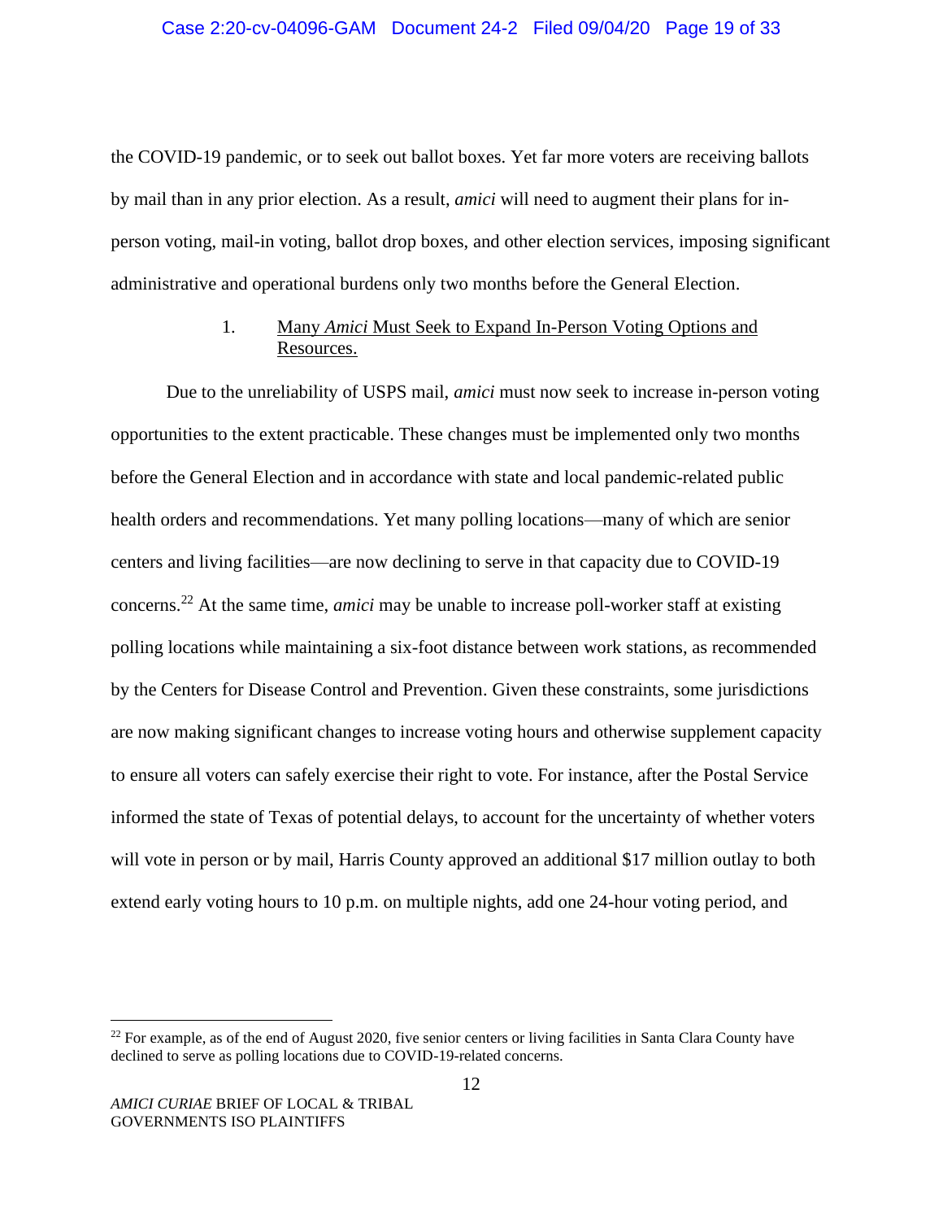the COVID-19 pandemic, or to seek out ballot boxes. Yet far more voters are receiving ballots by mail than in any prior election. As a result, *amici* will need to augment their plans for in-person voting, mail-in voting, ballot drop boxes, and other election services, imposing significant administrative and operational burdens only two months before the General Election.

### 1. Many *Amici* Must Seek to Expand In-Person Voting Options and Resources.

Due to the unreliability of USPS mail, *amici* must now seek to increase in-person voting opportunities to the extent practicable. These changes must be implemented only two months before the General Election and in accordance with state and local pandemic-related public health orders and recommendations. Yet many polling locations—many of which are senior centers and living facilities—are now declining to serve in that capacity due to COVID-19 concerns.[22] At the same time, *amici* may be unable to increase poll-worker staff at existing polling locations while maintaining a six-foot distance between work stations, as recommended by the Centers for Disease Control and Prevention. Given these constraints, some jurisdictions are now making significant changes to increase voting hours and otherwise supplement capacity to ensure all voters can safely exercise their right to vote. For instance, after the Postal Service informed the state of Texas of potential delays, to account for the uncertainty of whether voters will vote in person or by mail, Harris County approved an additional $17 million outlay to both extend early voting hours to 10 p.m. on multiple nights, add one 24-hour voting period, and

[22] For example, as of the end of August 2020, five senior centers or living facilities in Santa Clara County have declined to serve as polling locations due to COVID-19-related concerns.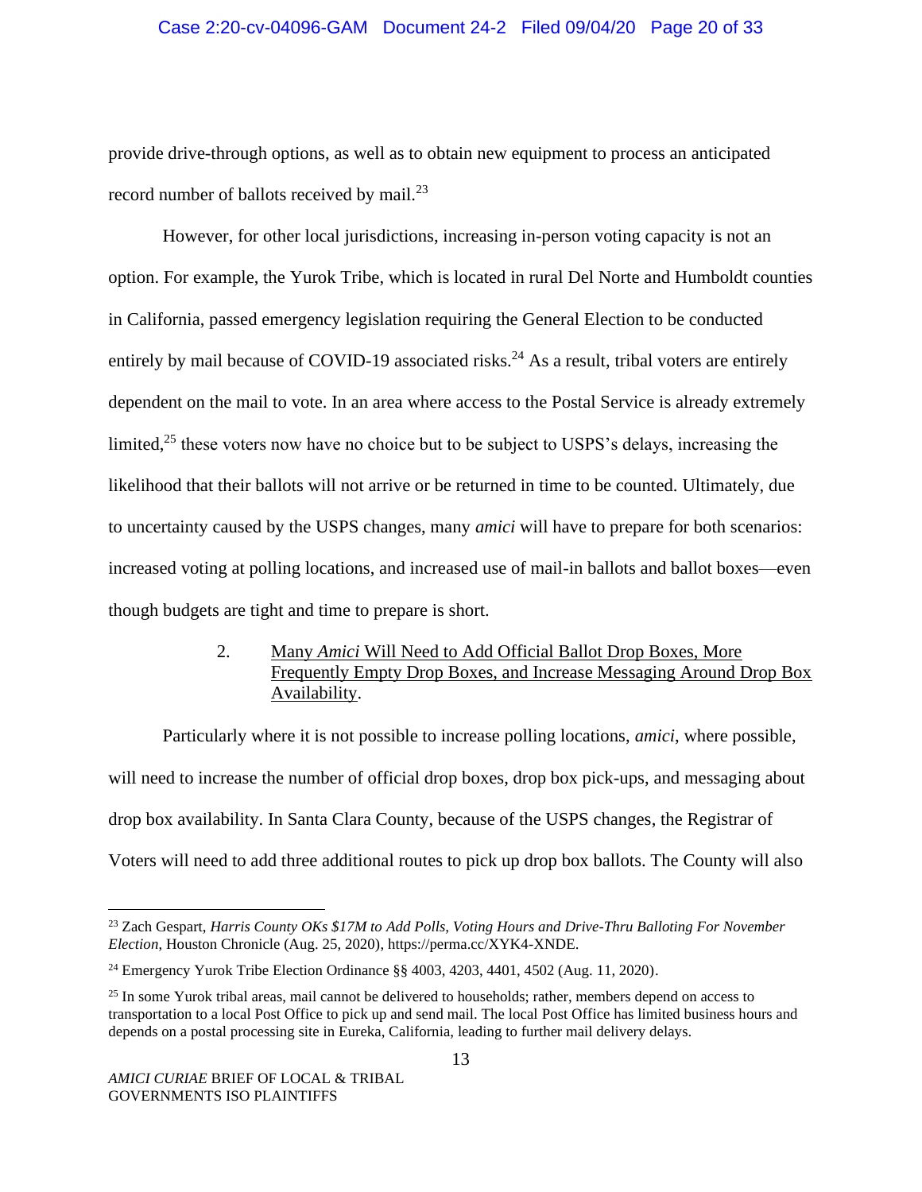provide drive-through options, as well as to obtain new equipment to process an anticipated record number of ballots received by mail.[23]

However, for other local jurisdictions, increasing in-person voting capacity is not an option. For example, the Yurok Tribe, which is located in rural Del Norte and Humboldt counties in California, passed emergency legislation requiring the General Election to be conducted entirely by mail because of COVID-19 associated risks.[24] As a result, tribal voters are entirely dependent on the mail to vote. In an area where access to the Postal Service is already extremely limited,[25] these voters now have no choice but to be subject to USPS's delays, increasing the likelihood that their ballots will not arrive or be returned in time to be counted. Ultimately, due to uncertainty caused by the USPS changes, many *amici* will have to prepare for both scenarios: increased voting at polling locations, and increased use of mail-in ballots and ballot boxes—even though budgets are tight and time to prepare is short.

2. Many *Amici* Will Need to Add Official Ballot Drop Boxes, More Frequently Empty Drop Boxes, and Increase Messaging Around Drop Box Availability.

Particularly where it is not possible to increase polling locations, *amici*, where possible, will need to increase the number of official drop boxes, drop box pick-ups, and messaging about drop box availability. In Santa Clara County, because of the USPS changes, the Registrar of Voters will need to add three additional routes to pick up drop box ballots. The County will also

---

[23] Zach Gespart, *Harris County OKs $17M to Add Polls, Voting Hours and Drive-Thru Balloting For November Election*, Houston Chronicle (Aug. 25, 2020), https://perma.cc/XYK4-XNDE.

[24] Emergency Yurok Tribe Election Ordinance §§ 4003, 4203, 4401, 4502 (Aug. 11, 2020).

[25] In some Yurok tribal areas, mail cannot be delivered to households; rather, members depend on access to transportation to a local Post Office to pick up and send mail. The local Post Office has limited business hours and depends on a postal processing site in Eureka, California, leading to further mail delivery delays.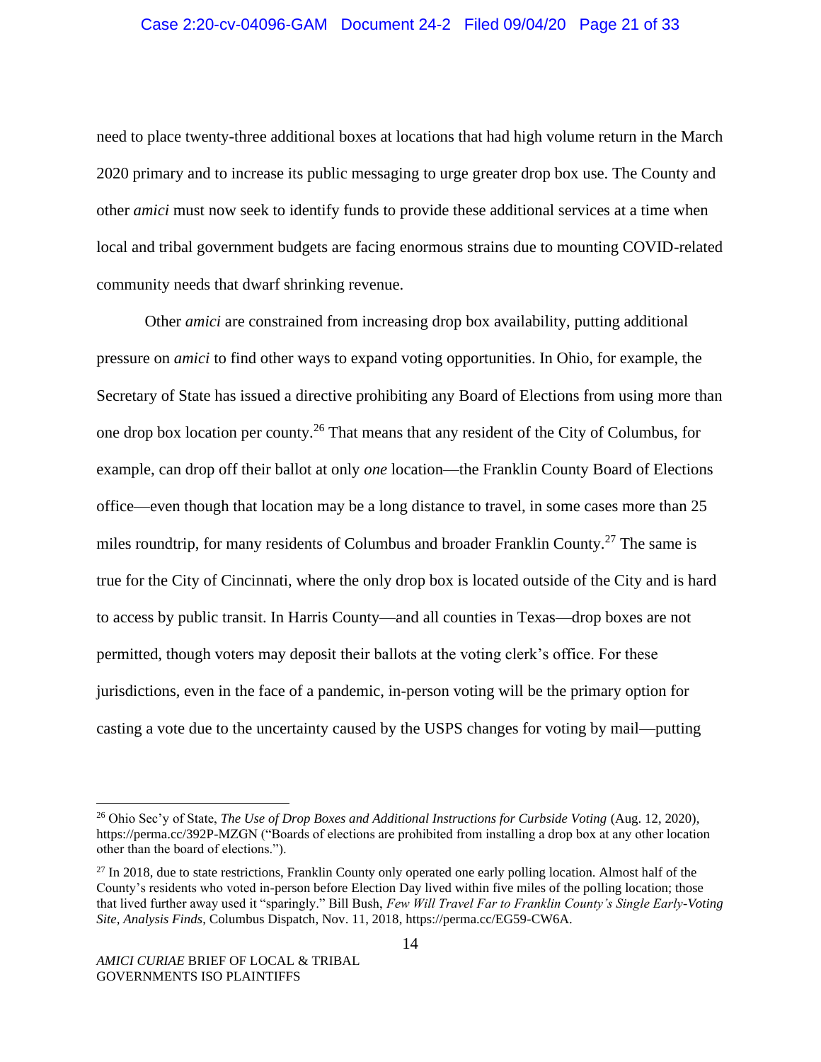need to place twenty-three additional boxes at locations that had high volume return in the March 2020 primary and to increase its public messaging to urge greater drop box use. The County and other *amici* must now seek to identify funds to provide these additional services at a time when local and tribal government budgets are facing enormous strains due to mounting COVID-related community needs that dwarf shrinking revenue.

Other *amici* are constrained from increasing drop box availability, putting additional pressure on *amici* to find other ways to expand voting opportunities. In Ohio, for example, the Secretary of State has issued a directive prohibiting any Board of Elections from using more than one drop box location per county.[26] That means that any resident of the City of Columbus, for example, can drop off their ballot at only *one* location—the Franklin County Board of Elections office—even though that location may be a long distance to travel, in some cases more than 25 miles roundtrip, for many residents of Columbus and broader Franklin County.[27] The same is true for the City of Cincinnati, where the only drop box is located outside of the City and is hard to access by public transit. In Harris County—and all counties in Texas—drop boxes are not permitted, though voters may deposit their ballots at the voting clerk's office. For these jurisdictions, even in the face of a pandemic, in-person voting will be the primary option for casting a vote due to the uncertainty caused by the USPS changes for voting by mail—putting

---

[26] Ohio Sec'y of State, *The Use of Drop Boxes and Additional Instructions for Curbside Voting* (Aug. 12, 2020), https://perma.cc/392P-MZGN ("Boards of elections are prohibited from installing a drop box at any other location other than the board of elections.").

[27] In 2018, due to state restrictions, Franklin County only operated one early polling location. Almost half of the County's residents who voted in-person before Election Day lived within five miles of the polling location; those that lived further away used it "sparingly." Bill Bush, *Few Will Travel Far to Franklin County's Single Early-Voting Site, Analysis Finds*, Columbus Dispatch, Nov. 11, 2018, https://perma.cc/EG59-CW6A.

*AMICI CURIAE* BRIEF OF LOCAL & TRIBAL GOVERNMENTS ISO PLAINTIFFS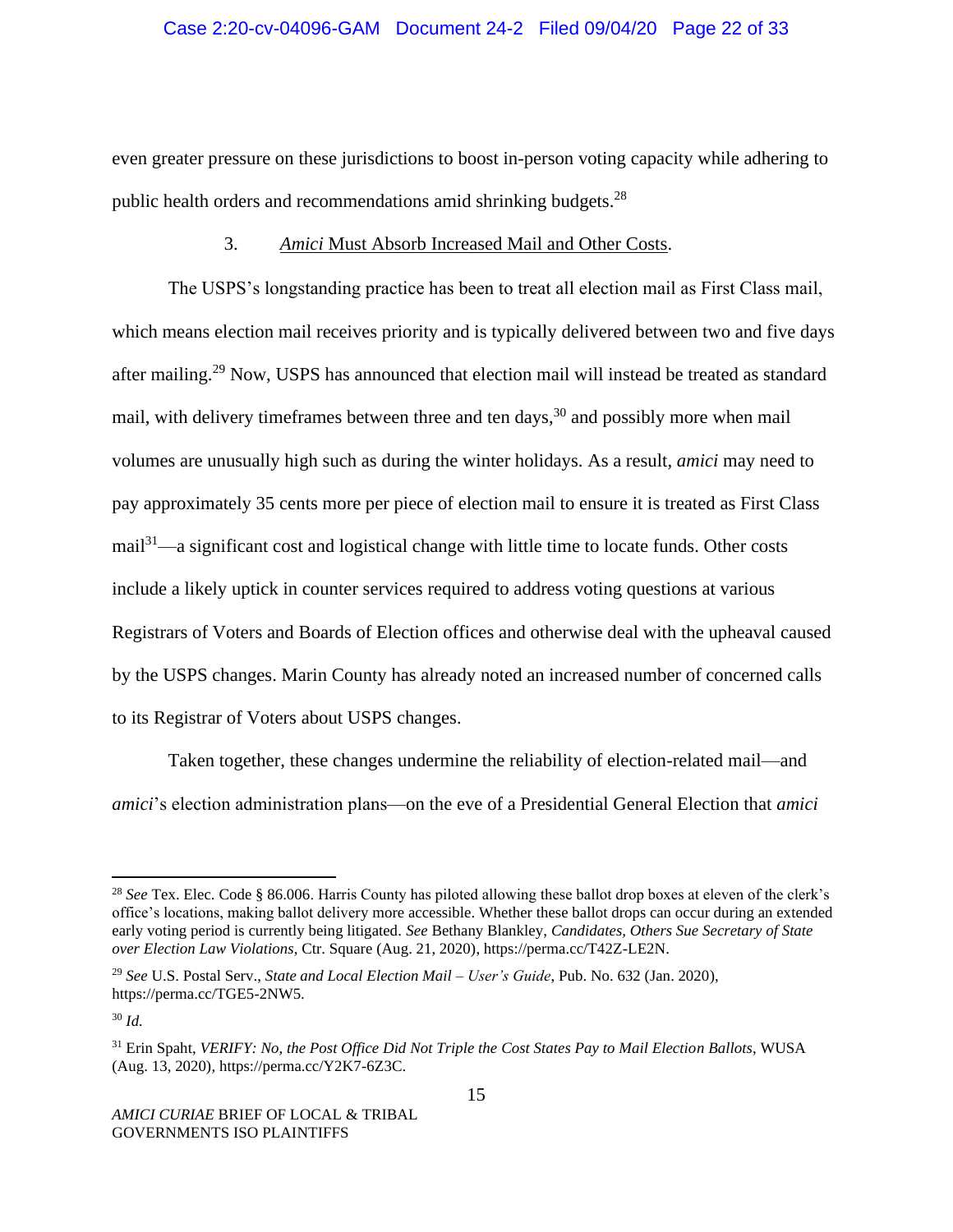even greater pressure on these jurisdictions to boost in-person voting capacity while adhering to public health orders and recommendations amid shrinking budgets.[28]

### 3. *Amici* Must Absorb Increased Mail and Other Costs.

The USPS's longstanding practice has been to treat all election mail as First Class mail, which means election mail receives priority and is typically delivered between two and five days after mailing.[29] Now, USPS has announced that election mail will instead be treated as standard mail, with delivery timeframes between three and ten days,[30] and possibly more when mail volumes are unusually high such as during the winter holidays. As a result, *amici* may need to pay approximately 35 cents more per piece of election mail to ensure it is treated as First Class mail[31]—a significant cost and logistical change with little time to locate funds. Other costs include a likely uptick in counter services required to address voting questions at various Registrars of Voters and Boards of Election offices and otherwise deal with the upheaval caused by the USPS changes. Marin County has already noted an increased number of concerned calls to its Registrar of Voters about USPS changes.

Taken together, these changes undermine the reliability of election-related mail—and *amici*'s election administration plans—on the eve of a Presidential General Election that *amici*

---

[28] *See* Tex. Elec. Code § 86.006. Harris County has piloted allowing these ballot drop boxes at eleven of the clerk's office's locations, making ballot delivery more accessible. Whether these ballot drops can occur during an extended early voting period is currently being litigated. *See* Bethany Blankley, *Candidates, Others Sue Secretary of State over Election Law Violations*, Ctr. Square (Aug. 21, 2020), https://perma.cc/T42Z-LE2N.

[29] *See* U.S. Postal Serv., *State and Local Election Mail – User's Guide*, Pub. No. 632 (Jan. 2020), https://perma.cc/TGE5-2NW5.

[30] *Id.*

[31] Erin Spaht, *VERIFY: No, the Post Office Did Not Triple the Cost States Pay to Mail Election Ballots*, WUSA (Aug. 13, 2020), https://perma.cc/Y2K7-6Z3C.

*AMICI CURIAE* BRIEF OF LOCAL & TRIBAL GOVERNMENTS ISO PLAINTIFFS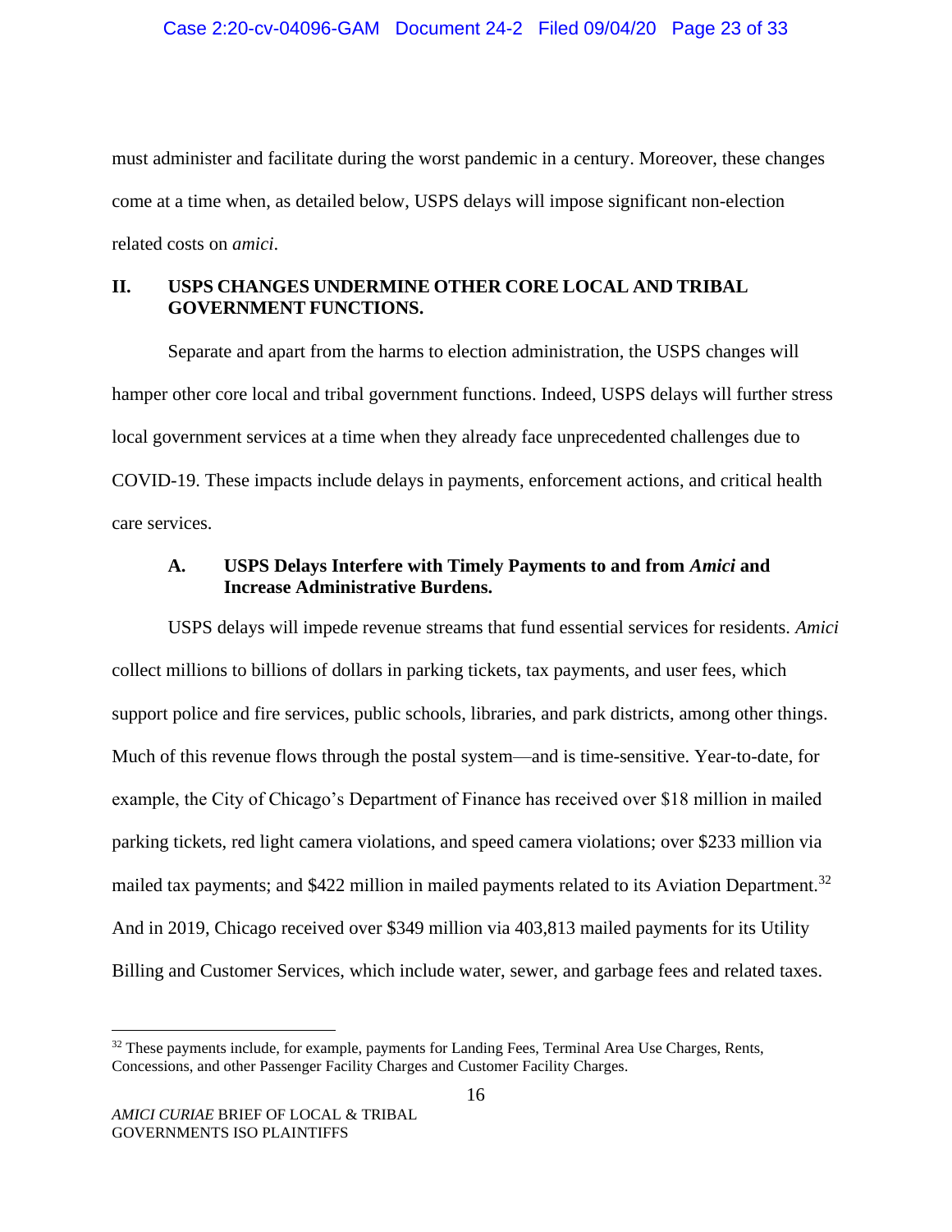must administer and facilitate during the worst pandemic in a century. Moreover, these changes come at a time when, as detailed below, USPS delays will impose significant non-election related costs on *amici*.

## II. USPS CHANGES UNDERMINE OTHER CORE LOCAL AND TRIBAL GOVERNMENT FUNCTIONS.

Separate and apart from the harms to election administration, the USPS changes will hamper other core local and tribal government functions. Indeed, USPS delays will further stress local government services at a time when they already face unprecedented challenges due to COVID-19. These impacts include delays in payments, enforcement actions, and critical health care services.

### A. USPS Delays Interfere with Timely Payments to and from *Amici* and Increase Administrative Burdens.

USPS delays will impede revenue streams that fund essential services for residents. *Amici* collect millions to billions of dollars in parking tickets, tax payments, and user fees, which support police and fire services, public schools, libraries, and park districts, among other things. Much of this revenue flows through the postal system—and is time-sensitive. Year-to-date, for example, the City of Chicago's Department of Finance has received over $18 million in mailed parking tickets, red light camera violations, and speed camera violations; over $233 million via mailed tax payments; and $422 million in mailed payments related to its Aviation Department.[32] And in 2019, Chicago received over $349 million via 403,813 mailed payments for its Utility Billing and Customer Services, which include water, sewer, and garbage fees and related taxes.

---

[32] These payments include, for example, payments for Landing Fees, Terminal Area Use Charges, Rents, Concessions, and other Passenger Facility Charges and Customer Facility Charges.

*AMICI CURIAE* BRIEF OF LOCAL & TRIBAL GOVERNMENTS ISO PLAINTIFFS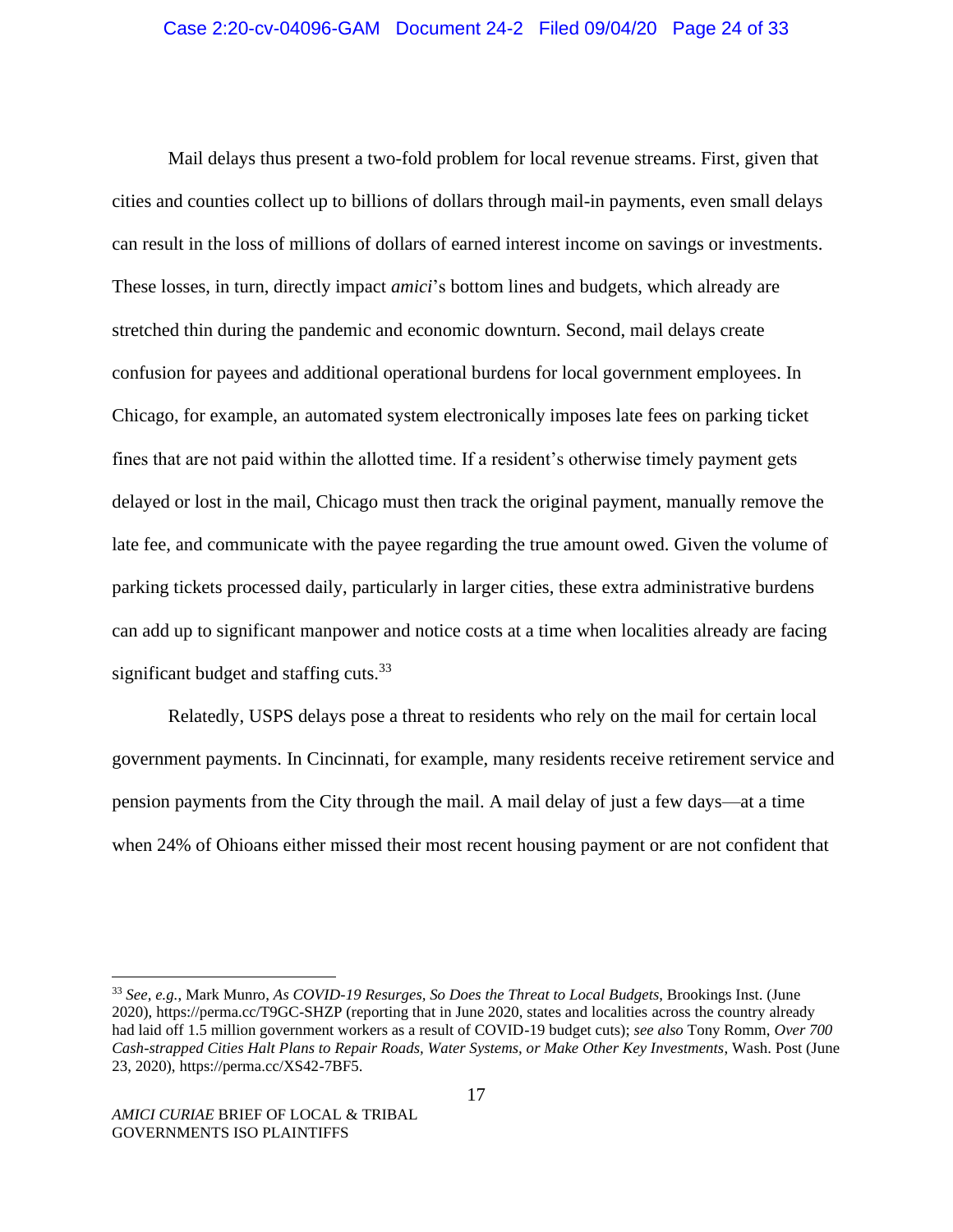Mail delays thus present a two-fold problem for local revenue streams. First, given that cities and counties collect up to billions of dollars through mail-in payments, even small delays can result in the loss of millions of dollars of earned interest income on savings or investments. These losses, in turn, directly impact *amici*'s bottom lines and budgets, which already are stretched thin during the pandemic and economic downturn. Second, mail delays create confusion for payees and additional operational burdens for local government employees. In Chicago, for example, an automated system electronically imposes late fees on parking ticket fines that are not paid within the allotted time. If a resident's otherwise timely payment gets delayed or lost in the mail, Chicago must then track the original payment, manually remove the late fee, and communicate with the payee regarding the true amount owed. Given the volume of parking tickets processed daily, particularly in larger cities, these extra administrative burdens can add up to significant manpower and notice costs at a time when localities already are facing significant budget and staffing cuts.[33]

Relatedly, USPS delays pose a threat to residents who rely on the mail for certain local government payments. In Cincinnati, for example, many residents receive retirement service and pension payments from the City through the mail. A mail delay of just a few days—at a time when 24% of Ohioans either missed their most recent housing payment or are not confident that

---

[33] *See, e.g.*, Mark Munro, *As COVID-19 Resurges, So Does the Threat to Local Budgets*, Brookings Inst. (June 2020), https://perma.cc/T9GC-SHZP (reporting that in June 2020, states and localities across the country already had laid off 1.5 million government workers as a result of COVID-19 budget cuts); *see also* Tony Romm, *Over 700 Cash-strapped Cities Halt Plans to Repair Roads, Water Systems, or Make Other Key Investments*, Wash. Post (June 23, 2020), https://perma.cc/XS42-7BF5.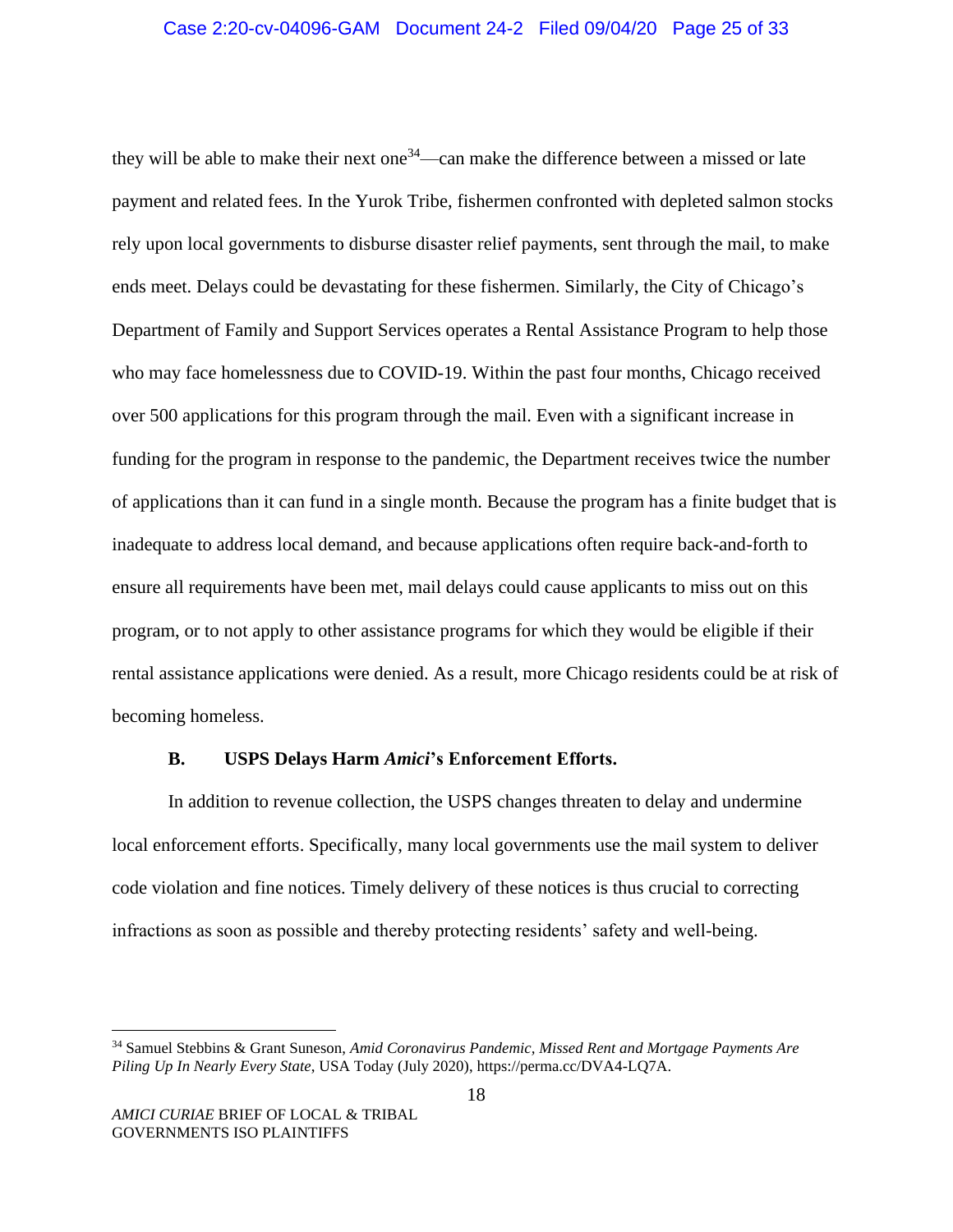they will be able to make their next one[34]—can make the difference between a missed or late payment and related fees. In the Yurok Tribe, fishermen confronted with depleted salmon stocks rely upon local governments to disburse disaster relief payments, sent through the mail, to make ends meet. Delays could be devastating for these fishermen. Similarly, the City of Chicago's Department of Family and Support Services operates a Rental Assistance Program to help those who may face homelessness due to COVID-19. Within the past four months, Chicago received over 500 applications for this program through the mail. Even with a significant increase in funding for the program in response to the pandemic, the Department receives twice the number of applications than it can fund in a single month. Because the program has a finite budget that is inadequate to address local demand, and because applications often require back-and-forth to ensure all requirements have been met, mail delays could cause applicants to miss out on this program, or to not apply to other assistance programs for which they would be eligible if their rental assistance applications were denied. As a result, more Chicago residents could be at risk of becoming homeless.

### B. USPS Delays Harm *Amici*'s Enforcement Efforts.

In addition to revenue collection, the USPS changes threaten to delay and undermine local enforcement efforts. Specifically, many local governments use the mail system to deliver code violation and fine notices. Timely delivery of these notices is thus crucial to correcting infractions as soon as possible and thereby protecting residents' safety and well-being.

---

[34] Samuel Stebbins & Grant Suneson, *Amid Coronavirus Pandemic, Missed Rent and Mortgage Payments Are Piling Up In Nearly Every State*, USA Today (July 2020), https://perma.cc/DVA4-LQ7A.

*AMICI CURIAE* BRIEF OF LOCAL & TRIBAL GOVERNMENTS ISO PLAINTIFFS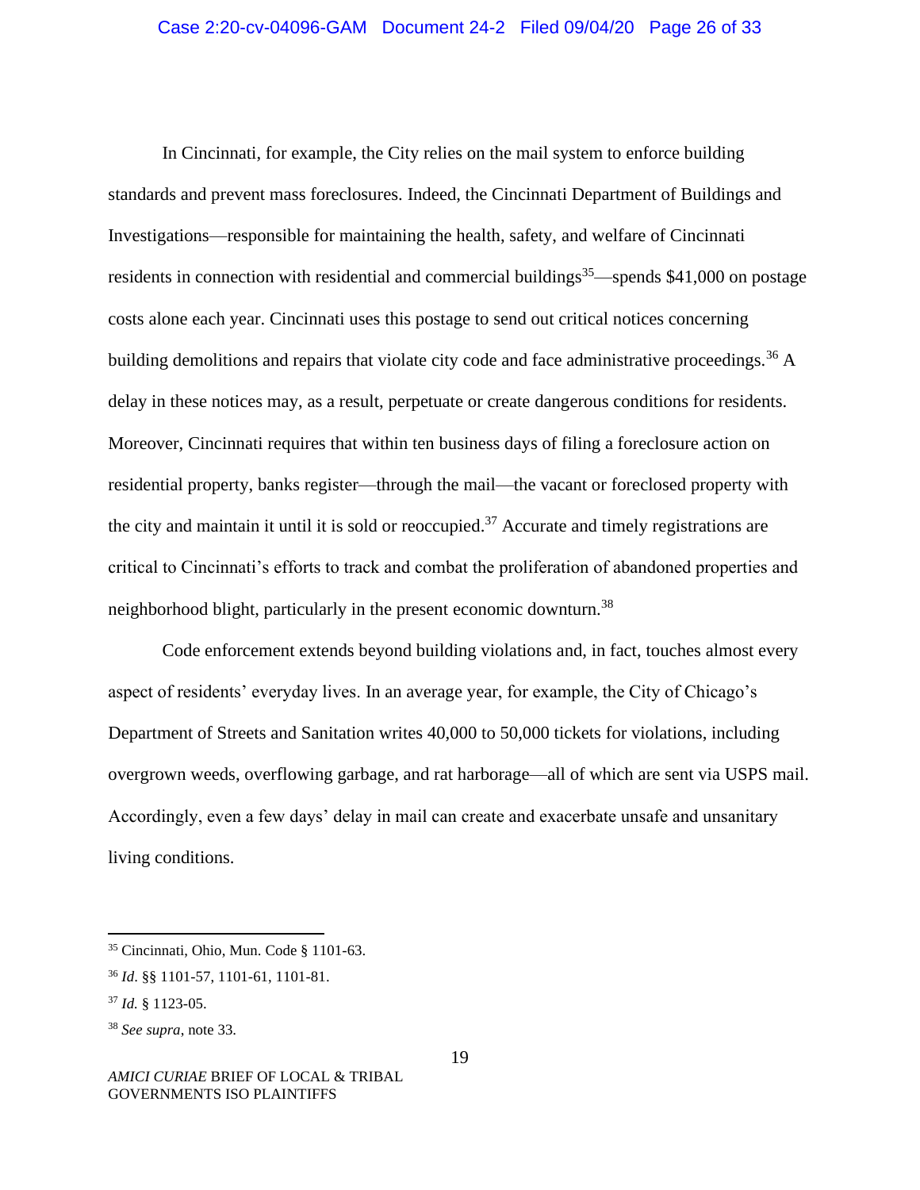In Cincinnati, for example, the City relies on the mail system to enforce building standards and prevent mass foreclosures. Indeed, the Cincinnati Department of Buildings and Investigations—responsible for maintaining the health, safety, and welfare of Cincinnati residents in connection with residential and commercial buildings[35]—spends $41,000 on postage costs alone each year. Cincinnati uses this postage to send out critical notices concerning building demolitions and repairs that violate city code and face administrative proceedings.[36] A delay in these notices may, as a result, perpetuate or create dangerous conditions for residents. Moreover, Cincinnati requires that within ten business days of filing a foreclosure action on residential property, banks register—through the mail—the vacant or foreclosed property with the city and maintain it until it is sold or reoccupied.[37] Accurate and timely registrations are critical to Cincinnati's efforts to track and combat the proliferation of abandoned properties and neighborhood blight, particularly in the present economic downturn.[38]

Code enforcement extends beyond building violations and, in fact, touches almost every aspect of residents' everyday lives. In an average year, for example, the City of Chicago's Department of Streets and Sanitation writes 40,000 to 50,000 tickets for violations, including overgrown weeds, overflowing garbage, and rat harborage—all of which are sent via USPS mail. Accordingly, even a few days' delay in mail can create and exacerbate unsafe and unsanitary living conditions.

---

[35] Cincinnati, Ohio, Mun. Code § 1101-63.

[36] *Id*. §§ 1101-57, 1101-61, 1101-81.

[37] *Id.* § 1123-05.

[38] *See supra*, note 33.

*AMICI CURIAE* BRIEF OF LOCAL & TRIBAL GOVERNMENTS ISO PLAINTIFFS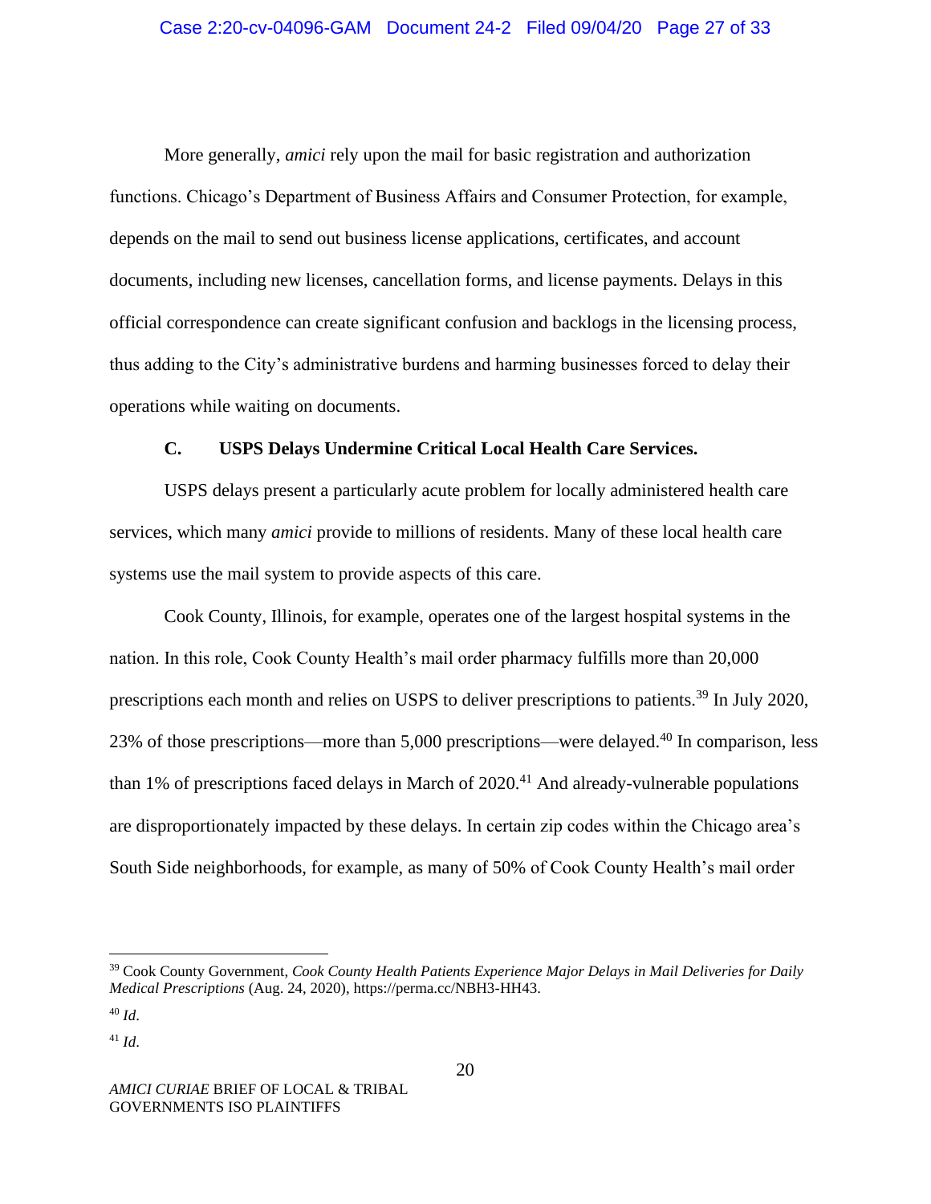More generally, *amici* rely upon the mail for basic registration and authorization functions. Chicago's Department of Business Affairs and Consumer Protection, for example, depends on the mail to send out business license applications, certificates, and account documents, including new licenses, cancellation forms, and license payments. Delays in this official correspondence can create significant confusion and backlogs in the licensing process, thus adding to the City's administrative burdens and harming businesses forced to delay their operations while waiting on documents.

### C. USPS Delays Undermine Critical Local Health Care Services.

USPS delays present a particularly acute problem for locally administered health care services, which many *amici* provide to millions of residents. Many of these local health care systems use the mail system to provide aspects of this care.

Cook County, Illinois, for example, operates one of the largest hospital systems in the nation. In this role, Cook County Health's mail order pharmacy fulfills more than 20,000 prescriptions each month and relies on USPS to deliver prescriptions to patients.[39] In July 2020, 23% of those prescriptions—more than 5,000 prescriptions—were delayed.[40] In comparison, less than 1% of prescriptions faced delays in March of 2020.[41] And already-vulnerable populations are disproportionately impacted by these delays. In certain zip codes within the Chicago area's South Side neighborhoods, for example, as many of 50% of Cook County Health's mail order

---

[39] Cook County Government, *Cook County Health Patients Experience Major Delays in Mail Deliveries for Daily Medical Prescriptions* (Aug. 24, 2020), https://perma.cc/NBH3-HH43.

[40] *Id*.

[41] *Id*.

*AMICI CURIAE* BRIEF OF LOCAL & TRIBAL GOVERNMENTS ISO PLAINTIFFS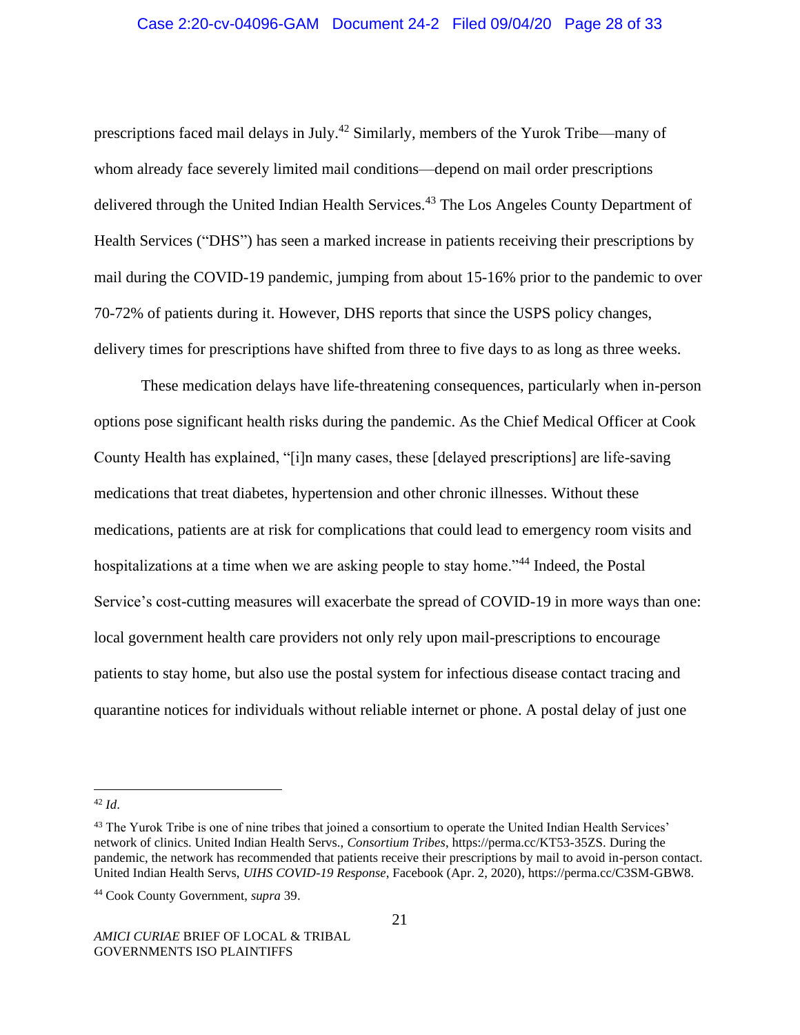prescriptions faced mail delays in July.[42] Similarly, members of the Yurok Tribe—many of whom already face severely limited mail conditions—depend on mail order prescriptions delivered through the United Indian Health Services.[43] The Los Angeles County Department of Health Services ("DHS") has seen a marked increase in patients receiving their prescriptions by mail during the COVID-19 pandemic, jumping from about 15-16% prior to the pandemic to over 70-72% of patients during it. However, DHS reports that since the USPS policy changes, delivery times for prescriptions have shifted from three to five days to as long as three weeks.

These medication delays have life-threatening consequences, particularly when in-person options pose significant health risks during the pandemic. As the Chief Medical Officer at Cook County Health has explained, "[i]n many cases, these [delayed prescriptions] are life-saving medications that treat diabetes, hypertension and other chronic illnesses. Without these medications, patients are at risk for complications that could lead to emergency room visits and hospitalizations at a time when we are asking people to stay home."[44] Indeed, the Postal Service's cost-cutting measures will exacerbate the spread of COVID-19 in more ways than one: local government health care providers not only rely upon mail-prescriptions to encourage patients to stay home, but also use the postal system for infectious disease contact tracing and quarantine notices for individuals without reliable internet or phone. A postal delay of just one

---

[42] *Id*.

[43] The Yurok Tribe is one of nine tribes that joined a consortium to operate the United Indian Health Services' network of clinics. United Indian Health Servs., *Consortium Tribes*, https://perma.cc/KT53-35ZS. During the pandemic, the network has recommended that patients receive their prescriptions by mail to avoid in-person contact. United Indian Health Servs, *UIHS COVID-19 Response*, Facebook (Apr. 2, 2020), https://perma.cc/C3SM-GBW8.

[44] Cook County Government, *supra* 39.

*AMICI CURIAE* BRIEF OF LOCAL & TRIBAL GOVERNMENTS ISO PLAINTIFFS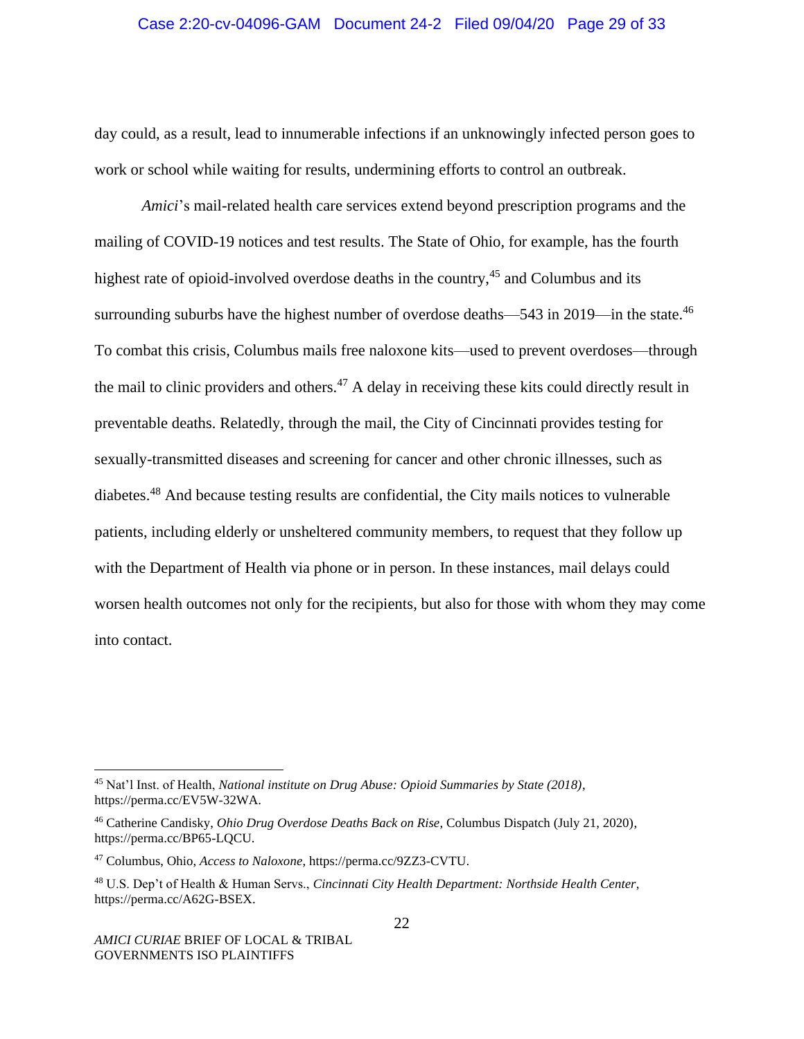day could, as a result, lead to innumerable infections if an unknowingly infected person goes to work or school while waiting for results, undermining efforts to control an outbreak.

*Amici*'s mail-related health care services extend beyond prescription programs and the mailing of COVID-19 notices and test results. The State of Ohio, for example, has the fourth highest rate of opioid-involved overdose deaths in the country,[45] and Columbus and its surrounding suburbs have the highest number of overdose deaths—543 in 2019—in the state.[46] To combat this crisis, Columbus mails free naloxone kits—used to prevent overdoses—through the mail to clinic providers and others.[47] A delay in receiving these kits could directly result in preventable deaths. Relatedly, through the mail, the City of Cincinnati provides testing for sexually-transmitted diseases and screening for cancer and other chronic illnesses, such as diabetes.[48] And because testing results are confidential, the City mails notices to vulnerable patients, including elderly or unsheltered community members, to request that they follow up with the Department of Health via phone or in person. In these instances, mail delays could worsen health outcomes not only for the recipients, but also for those with whom they may come into contact.

---

[45] Nat'l Inst. of Health, *National institute on Drug Abuse: Opioid Summaries by State (2018)*, https://perma.cc/EV5W-32WA.

[46] Catherine Candisky, *Ohio Drug Overdose Deaths Back on Rise*, Columbus Dispatch (July 21, 2020), https://perma.cc/BP65-LQCU.

[47] Columbus, Ohio, *Access to Naloxone*, https://perma.cc/9ZZ3-CVTU.

[48] U.S. Dep't of Health & Human Servs., *Cincinnati City Health Department: Northside Health Center*, https://perma.cc/A62G-BSEX.

*AMICI CURIAE* BRIEF OF LOCAL & TRIBAL GOVERNMENTS ISO PLAINTIFFS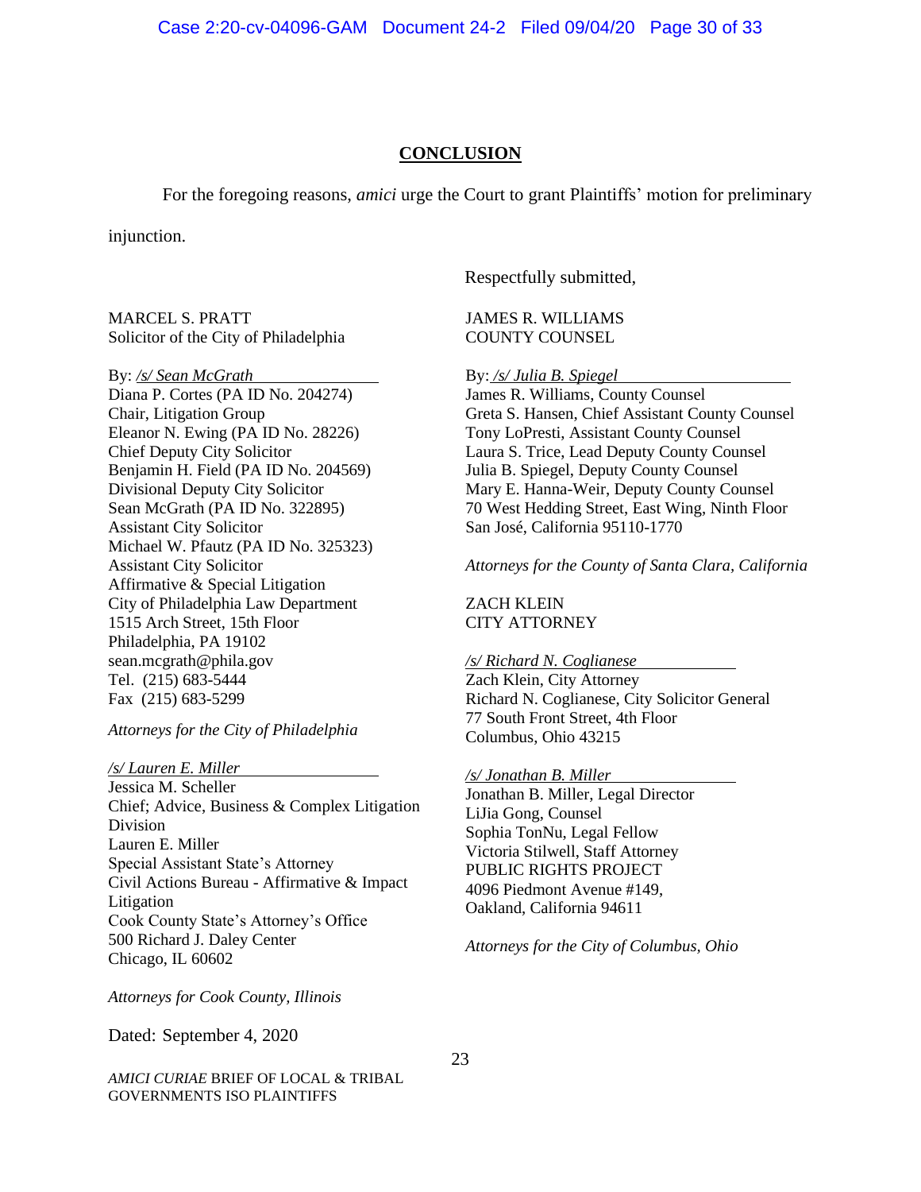## CONCLUSION

For the foregoing reasons, *amici* urge the Court to grant Plaintiffs' motion for preliminary injunction.

Respectfully submitted,

MARCEL S. PRATT
Solicitor of the City of Philadelphia

By: */s/ Sean McGrath*
Diana P. Cortes (PA ID No. 204274)
Chair, Litigation Group
Eleanor N. Ewing (PA ID No. 28226)
Chief Deputy City Solicitor
Benjamin H. Field (PA ID No. 204569)
Divisional Deputy City Solicitor
Sean McGrath (PA ID No. 322895)
Assistant City Solicitor
Michael W. Pfautz (PA ID No. 325323)
Assistant City Solicitor
Affirmative & Special Litigation
City of Philadelphia Law Department
1515 Arch Street, 15th Floor
Philadelphia, PA 19102
sean.mcgrath@phila.gov
Tel. (215) 683-5444
Fax (215) 683-5299

*Attorneys for the City of Philadelphia*

*/s/ Lauren E. Miller*
Jessica M. Scheller
Chief; Advice, Business & Complex Litigation Division
Lauren E. Miller
Special Assistant State's Attorney
Civil Actions Bureau - Affirmative & Impact Litigation
Cook County State's Attorney's Office
500 Richard J. Daley Center
Chicago, IL 60602

*Attorneys for Cook County, Illinois*

JAMES R. WILLIAMS
COUNTY COUNSEL

By: */s/ Julia B. Spiegel*
James R. Williams, County Counsel
Greta S. Hansen, Chief Assistant County Counsel
Tony LoPresti, Assistant County Counsel
Laura S. Trice, Lead Deputy County Counsel
Julia B. Spiegel, Deputy County Counsel
Mary E. Hanna-Weir, Deputy County Counsel
70 West Hedding Street, East Wing, Ninth Floor
San José, California 95110-1770

*Attorneys for the County of Santa Clara, California*

ZACH KLEIN
CITY ATTORNEY

*/s/ Richard N. Coglianese*
Zach Klein, City Attorney
Richard N. Coglianese, City Solicitor General
77 South Front Street, 4th Floor
Columbus, Ohio 43215

*/s/ Jonathan B. Miller*
Jonathan B. Miller, Legal Director
LiJia Gong, Counsel
Sophia TonNu, Legal Fellow
Victoria Stilwell, Staff Attorney
PUBLIC RIGHTS PROJECT
4096 Piedmont Avenue #149,
Oakland, California 94611

*Attorneys for the City of Columbus, Ohio*

Dated: September 4, 2020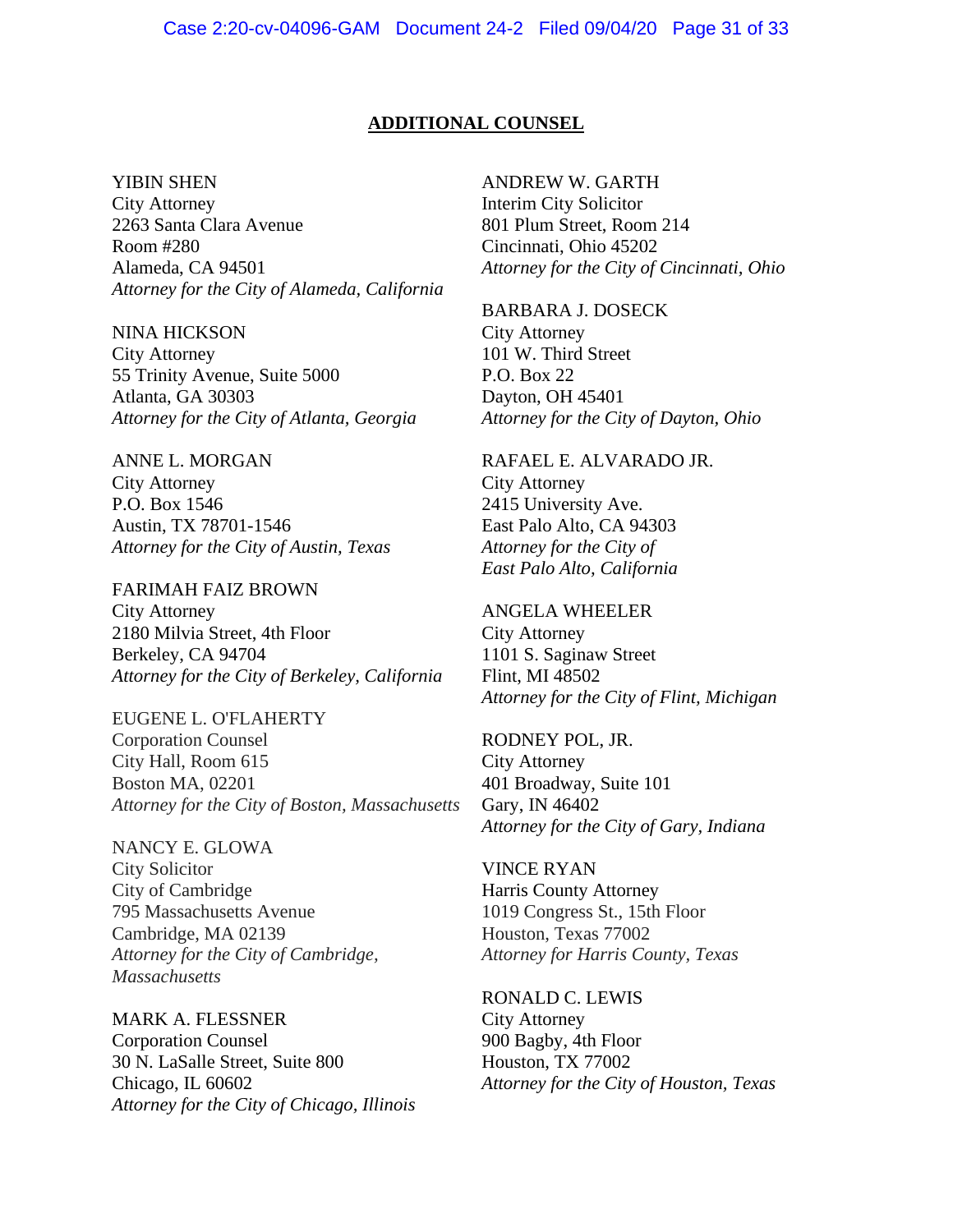**ADDITIONAL COUNSEL**

YIBIN SHEN
City Attorney
2263 Santa Clara Avenue
Room #280
Alameda, CA 94501
*Attorney for the City of Alameda, California*

NINA HICKSON
City Attorney
55 Trinity Avenue, Suite 5000
Atlanta, GA 30303
*Attorney for the City of Atlanta, Georgia*

ANNE L. MORGAN
City Attorney
P.O. Box 1546
Austin, TX 78701-1546
*Attorney for the City of Austin, Texas*

FARIMAH FAIZ BROWN
City Attorney
2180 Milvia Street, 4th Floor
Berkeley, CA 94704
*Attorney for the City of Berkeley, California*

EUGENE L. O'FLAHERTY
Corporation Counsel
City Hall, Room 615
Boston MA, 02201
*Attorney for the City of Boston, Massachusetts*

NANCY E. GLOWA
City Solicitor
City of Cambridge
795 Massachusetts Avenue
Cambridge, MA 02139
*Attorney for the City of Cambridge, Massachusetts*

MARK A. FLESSNER
Corporation Counsel
30 N. LaSalle Street, Suite 800
Chicago, IL 60602
*Attorney for the City of Chicago, Illinois*

ANDREW W. GARTH
Interim City Solicitor
801 Plum Street, Room 214
Cincinnati, Ohio 45202
*Attorney for the City of Cincinnati, Ohio*

BARBARA J. DOSECK
City Attorney
101 W. Third Street
P.O. Box 22
Dayton, OH 45401
*Attorney for the City of Dayton, Ohio*

RAFAEL E. ALVARADO JR.
City Attorney
2415 University Ave.
East Palo Alto, CA 94303
*Attorney for the City of East Palo Alto, California*

ANGELA WHEELER
City Attorney
1101 S. Saginaw Street
Flint, MI 48502
*Attorney for the City of Flint, Michigan*

RODNEY POL, JR.
City Attorney
401 Broadway, Suite 101
Gary, IN 46402
*Attorney for the City of Gary, Indiana*

VINCE RYAN
Harris County Attorney
1019 Congress St., 15th Floor
Houston, Texas 77002
*Attorney for Harris County, Texas*

RONALD C. LEWIS
City Attorney
900 Bagby, 4th Floor
Houston, TX 77002
*Attorney for the City of Houston, Texas*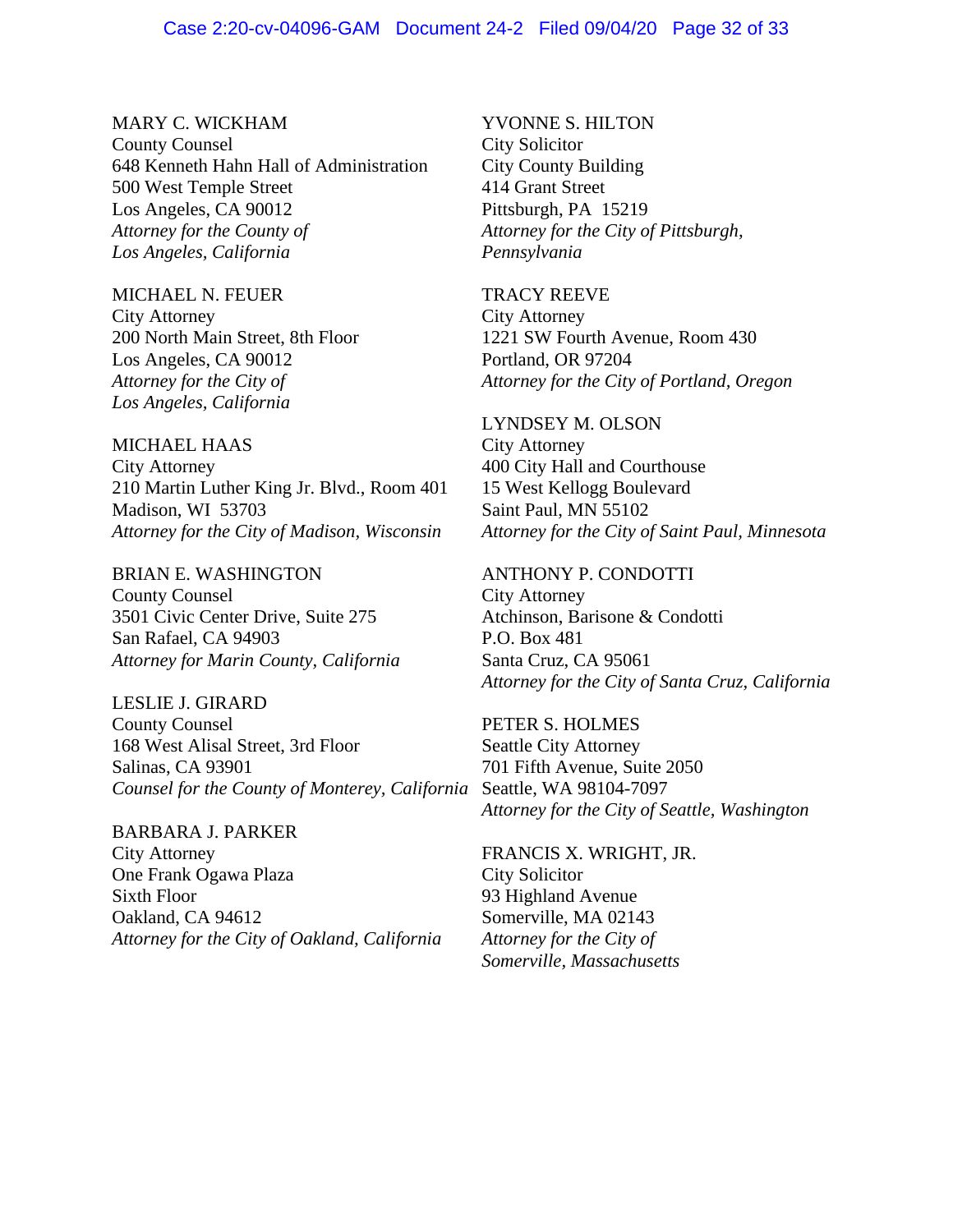MARY C. WICKHAM
County Counsel
648 Kenneth Hahn Hall of Administration
500 West Temple Street
Los Angeles, CA 90012
*Attorney for the County of Los Angeles, California*

MICHAEL N. FEUER
City Attorney
200 North Main Street, 8th Floor
Los Angeles, CA 90012
*Attorney for the City of Los Angeles, California*

MICHAEL HAAS
City Attorney
210 Martin Luther King Jr. Blvd., Room 401
Madison, WI 53703
*Attorney for the City of Madison, Wisconsin*

BRIAN E. WASHINGTON
County Counsel
3501 Civic Center Drive, Suite 275
San Rafael, CA 94903
*Attorney for Marin County, California*

LESLIE J. GIRARD
County Counsel
168 West Alisal Street, 3rd Floor
Salinas, CA 93901
*Counsel for the County of Monterey, California*

BARBARA J. PARKER
City Attorney
One Frank Ogawa Plaza
Sixth Floor
Oakland, CA 94612
*Attorney for the City of Oakland, California*

YVONNE S. HILTON
City Solicitor
City County Building
414 Grant Street
Pittsburgh, PA 15219
*Attorney for the City of Pittsburgh, Pennsylvania*

TRACY REEVE
City Attorney
1221 SW Fourth Avenue, Room 430
Portland, OR 97204
*Attorney for the City of Portland, Oregon*

LYNDSEY M. OLSON
City Attorney
400 City Hall and Courthouse
15 West Kellogg Boulevard
Saint Paul, MN 55102
*Attorney for the City of Saint Paul, Minnesota*

ANTHONY P. CONDOTTI
City Attorney
Atchinson, Barisone & Condotti
P.O. Box 481
Santa Cruz, CA 95061
*Attorney for the City of Santa Cruz, California*

PETER S. HOLMES
Seattle City Attorney
701 Fifth Avenue, Suite 2050
Seattle, WA 98104-7097
*Attorney for the City of Seattle, Washington*

FRANCIS X. WRIGHT, JR.
City Solicitor
93 Highland Avenue
Somerville, MA 02143
*Attorney for the City of Somerville, Massachusetts*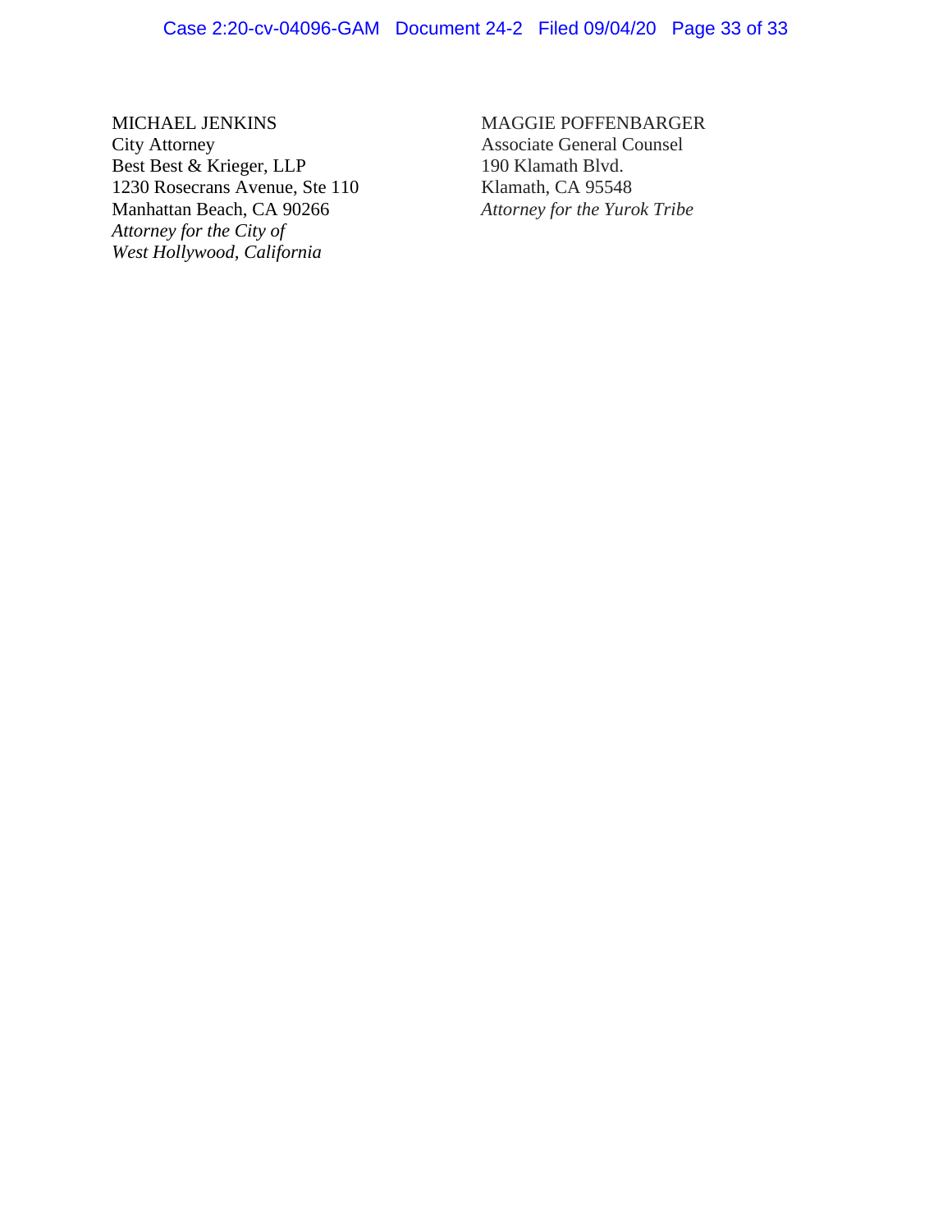MICHAEL JENKINS
City Attorney
Best Best & Krieger, LLP
1230 Rosecrans Avenue, Ste 110
Manhattan Beach, CA 90266
*Attorney for the City of West Hollywood, California*

MAGGIE POFFENBARGER
Associate General Counsel
190 Klamath Blvd.
Klamath, CA 95548
*Attorney for the Yurok Tribe*